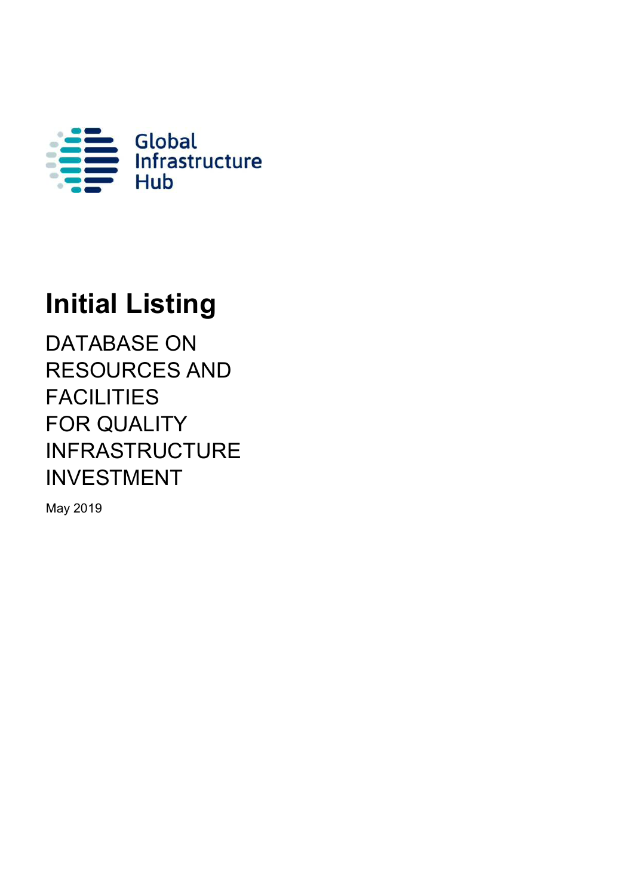Global Infrastructure Hub

# Initial Listing

## DATABASE ON RESOURCES AND FACILITIES FOR QUALITY INFRASTRUCTURE INVESTMENT

May 2019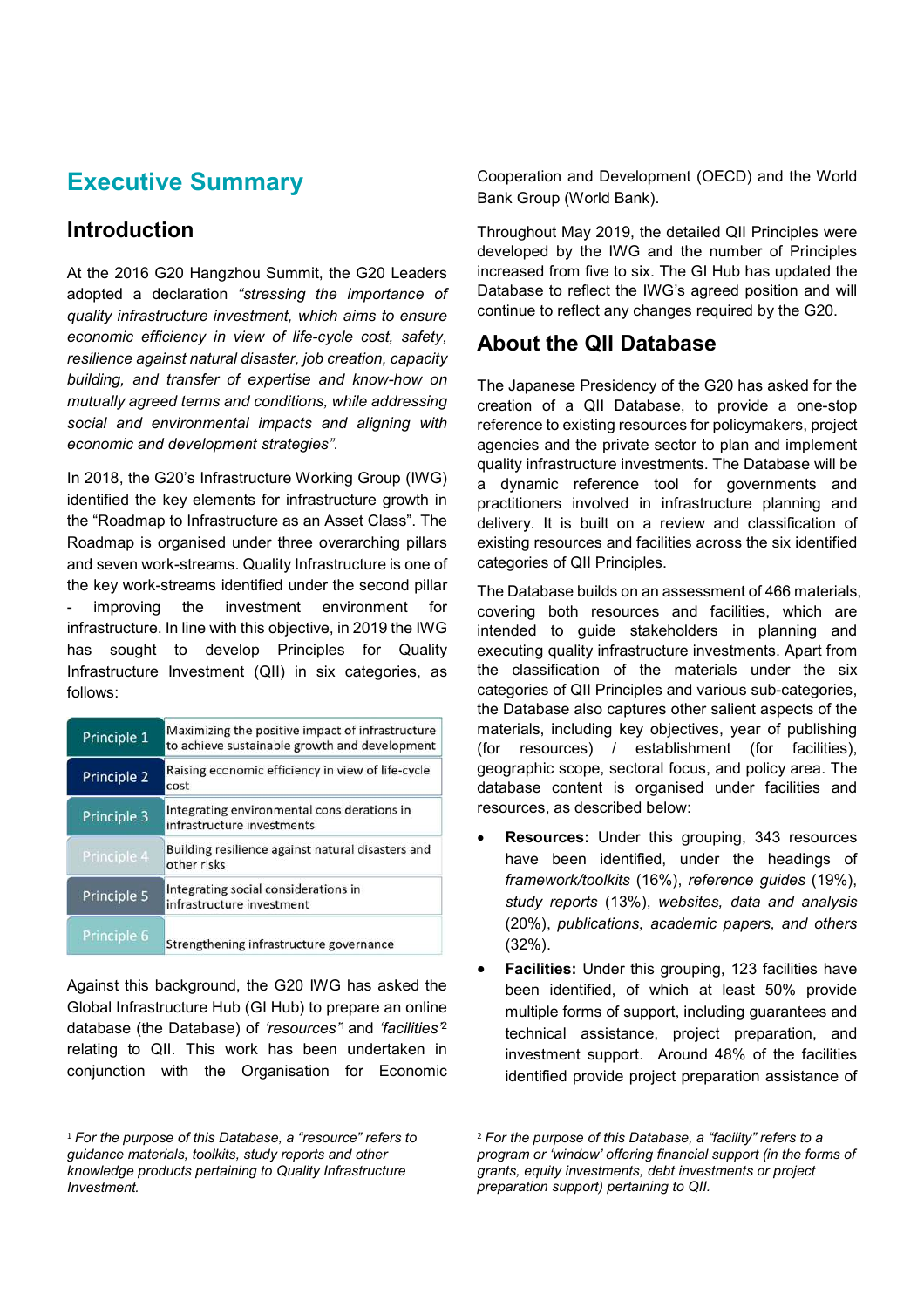# Executive Summary

## Introduction

At the 2016 G20 Hangzhou Summit, the G20 Leaders adopted a declaration *"stressing the importance of quality infrastructure investment, which aims to ensure economic efficiency in view of life-cycle cost, safety, resilience against natural disaster, job creation, capacity building, and transfer of expertise and know-how on mutually agreed terms and conditions, while addressing social and environmental impacts and aligning with economic and development strategies"*.

In 2018, the G20's Infrastructure Working Group (IWG) identified the key elements for infrastructure growth in the "Roadmap to Infrastructure as an Asset Class". The Roadmap is organised under three overarching pillars and seven work-streams. Quality Infrastructure is one of the key work-streams identified under the second pillar - improving the investment environment for infrastructure. In line with this objective, in 2019 the IWG has sought to develop Principles for Quality Infrastructure Investment (QII) in six categories, as follows:

| | |
|---|---|
| Principle 1 | Maximizing the positive impact of infrastructure to achieve sustainable growth and development |
| Principle 2 | Raising economic efficiency in view of life-cycle cost |
| Principle 3 | Integrating environmental considerations in infrastructure investments |
| Principle 4 | Building resilience against natural disasters and other risks |
| Principle 5 | Integrating social considerations in infrastructure investment |
| Principle 6 | Strengthening infrastructure governance |

Against this background, the G20 IWG has asked the Global Infrastructure Hub (GI Hub) to prepare an online database (the Database) of *'resources'*[1] and *'facilities'*[2] relating to QII. This work has been undertaken in conjunction with the Organisation for Economic Cooperation and Development (OECD) and the World Bank Group (World Bank).

Throughout May 2019, the detailed QII Principles were developed by the IWG and the number of Principles increased from five to six. The GI Hub has updated the Database to reflect the IWG's agreed position and will continue to reflect any changes required by the G20.

## About the QII Database

The Japanese Presidency of the G20 has asked for the creation of a QII Database, to provide a one-stop reference to existing resources for policymakers, project agencies and the private sector to plan and implement quality infrastructure investments. The Database will be a dynamic reference tool for governments and practitioners involved in infrastructure planning and delivery. It is built on a review and classification of existing resources and facilities across the six identified categories of QII Principles.

The Database builds on an assessment of 466 materials, covering both resources and facilities, which are intended to guide stakeholders in planning and executing quality infrastructure investments. Apart from the classification of the materials under the six categories of QII Principles and various sub-categories, the Database also captures other salient aspects of the materials, including key objectives, year of publishing (for resources) / establishment (for facilities), geographic scope, sectoral focus, and policy area. The database content is organised under facilities and resources, as described below:

- **Resources:** Under this grouping, 343 resources have been identified, under the headings of *framework/toolkits* (16%), *reference guides* (19%), *study reports* (13%), *websites, data and analysis* (20%), *publications, academic papers, and others* (32%).
- **Facilities:** Under this grouping, 123 facilities have been identified, of which at least 50% provide multiple forms of support, including guarantees and technical assistance, project preparation, and investment support. Around 48% of the facilities identified provide project preparation assistance of

[1] *For the purpose of this Database, a "resource" refers to guidance materials, toolkits, study reports and other knowledge products pertaining to Quality Infrastructure Investment.*

[2] *For the purpose of this Database, a "facility" refers to a program or 'window' offering financial support (in the forms of grants, equity investments, debt investments or project preparation support) pertaining to QII.*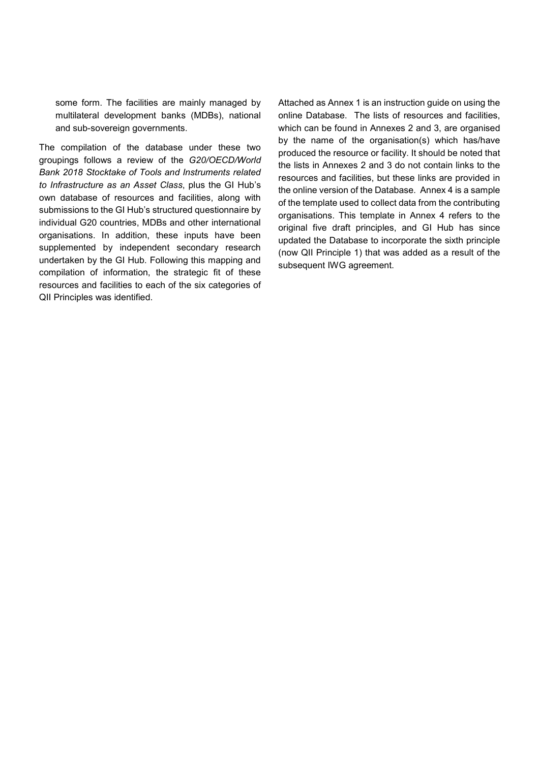some form. The facilities are mainly managed by multilateral development banks (MDBs), national and sub-sovereign governments.

The compilation of the database under these two groupings follows a review of the *G20/OECD/World Bank 2018 Stocktake of Tools and Instruments related to Infrastructure as an Asset Class*, plus the GI Hub's own database of resources and facilities, along with submissions to the GI Hub's structured questionnaire by individual G20 countries, MDBs and other international organisations. In addition, these inputs have been supplemented by independent secondary research undertaken by the GI Hub. Following this mapping and compilation of information, the strategic fit of these resources and facilities to each of the six categories of QII Principles was identified.

Attached as Annex 1 is an instruction guide on using the online Database. The lists of resources and facilities, which can be found in Annexes 2 and 3, are organised by the name of the organisation(s) which has/have produced the resource or facility. It should be noted that the lists in Annexes 2 and 3 do not contain links to the resources and facilities, but these links are provided in the online version of the Database. Annex 4 is a sample of the template used to collect data from the contributing organisations. This template in Annex 4 refers to the original five draft principles, and GI Hub has since updated the Database to incorporate the sixth principle (now QII Principle 1) that was added as a result of the subsequent IWG agreement.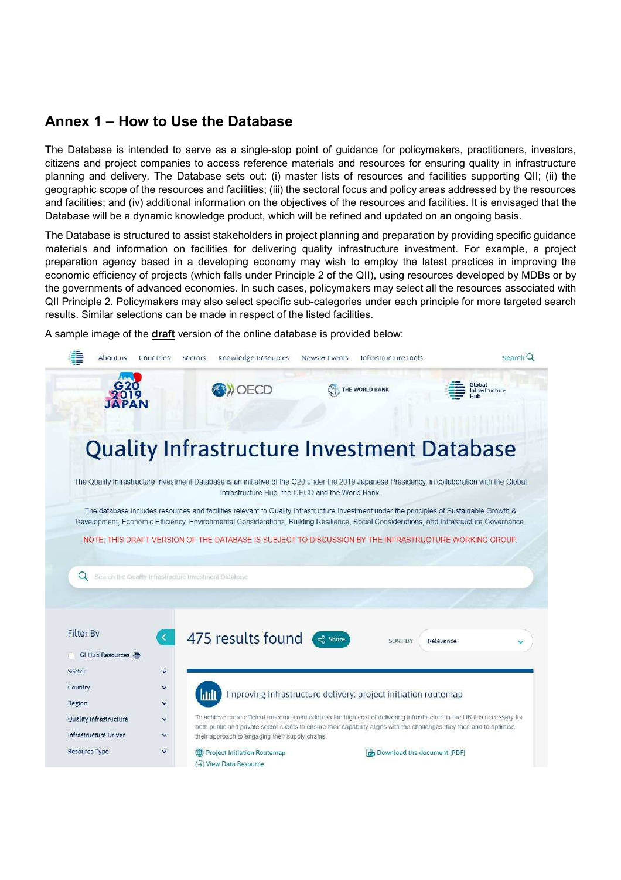## Annex 1 – How to Use the Database

The Database is intended to serve as a single-stop point of guidance for policymakers, practitioners, investors, citizens and project companies to access reference materials and resources for ensuring quality in infrastructure planning and delivery. The Database sets out: (i) master lists of resources and facilities supporting QII; (ii) the geographic scope of the resources and facilities; (iii) the sectoral focus and policy areas addressed by the resources and facilities; and (iv) additional information on the objectives of the resources and facilities. It is envisaged that the Database will be a dynamic knowledge product, which will be refined and updated on an ongoing basis.

The Database is structured to assist stakeholders in project planning and preparation by providing specific guidance materials and information on facilities for delivering quality infrastructure investment. For example, a project preparation agency based in a developing economy may wish to employ the latest practices in improving the economic efficiency of projects (which falls under Principle 2 of the QII), using resources developed by MDBs or by the governments of advanced economies. In such cases, policymakers may select all the resources associated with QII Principle 2. Policymakers may also select specific sub-categories under each principle for more targeted search results. Similar selections can be made in respect of the listed facilities.

A sample image of the **draft** version of the online database is provided below:

About us | Countries | Sectors | Knowledge Resources | News & Events | Infrastructure tools | Search

G20 2019 JAPAN | OECD | THE WORLD BANK | Global Infrastructure Hub

# Quality Infrastructure Investment Database

The Quality Infrastructure Investment Database is an initiative of the G20 under the 2019 Japanese Presidency, in collaboration with the Global Infrastructure Hub, the OECD and the World Bank.

The database includes resources and facilities relevant to Quality Infrastructure Investment under the principles of Sustainable Growth & Development, Economic Efficiency, Environmental Considerations, Building Resilience, Social Considerations, and Infrastructure Governance.

NOTE: THIS DRAFT VERSION OF THE DATABASE IS SUBJECT TO DISCUSSION BY THE INFRASTRUCTURE WORKING GROUP.

Search the Quality Infrastructure Investment Database

Filter By

- GI Hub Resources
- Sector
- Country
- Region
- Quality Infrastructure
- Infrastructure Driver
- Resource Type

475 results found | Share | SORT BY Relevance

Improving infrastructure delivery: project initiation routemap

To achieve more efficient outcomes and address the high cost of delivering infrastructure in the UK it is necessary for both public and private sector clients to ensure their capability aligns with the challenges they face and to optimise their approach to engaging their supply chains.

Project Initiation Routemap | Download the document [PDF]

View Data Resource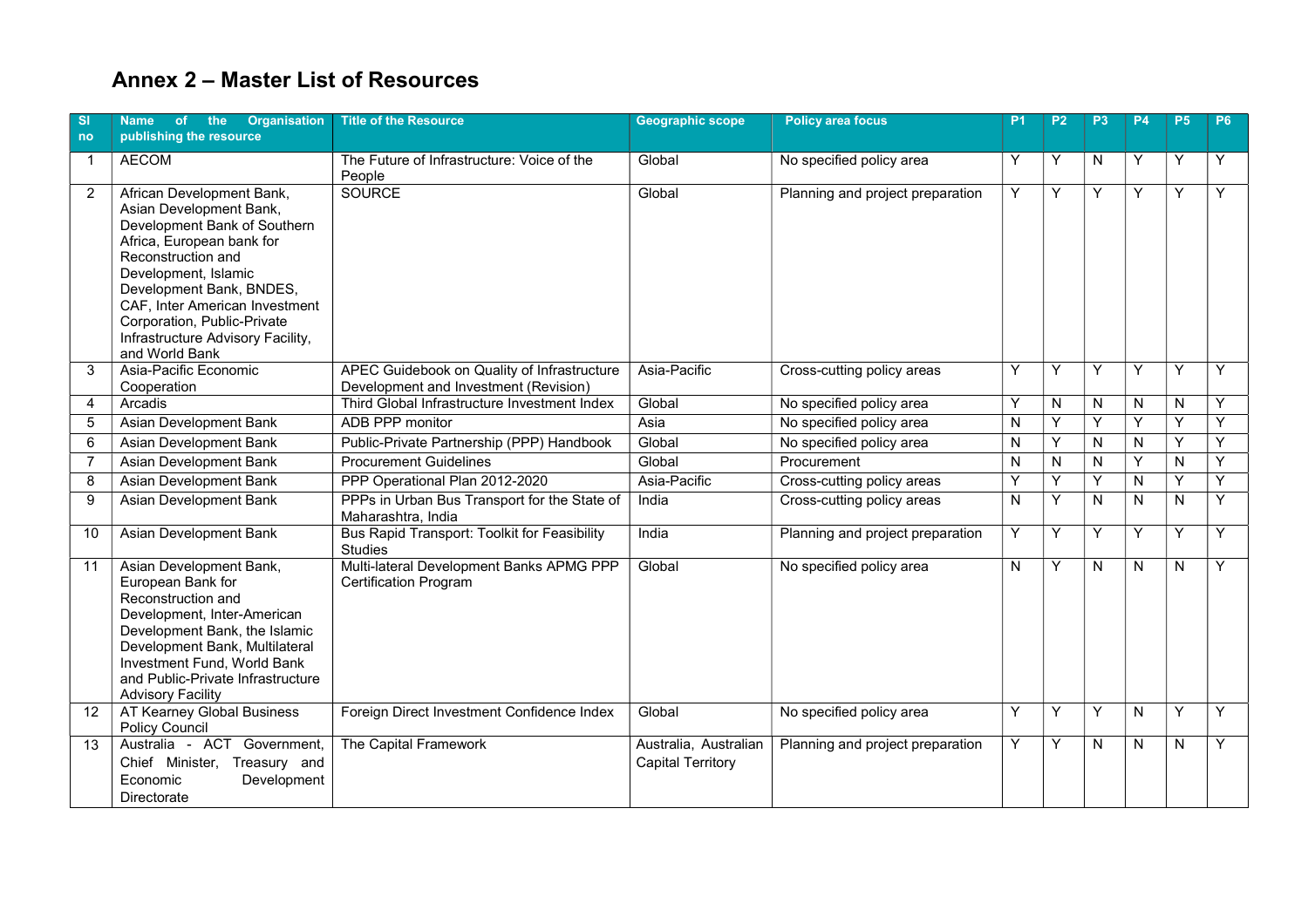# Annex 2 – Master List of Resources

| Sl no | Name of the Organisation publishing the resource | Title of the Resource | Geographic scope | Policy area focus | P1 | P2 | P3 | P4 | P5 | P6 |
|---|---|---|---|---|---|---|---|---|---|---|
| 1 | AECOM | The Future of Infrastructure: Voice of the People | Global | No specified policy area | Y | Y | N | Y | Y | Y |
| 2 | African Development Bank, Asian Development Bank, Development Bank of Southern Africa, European bank for Reconstruction and Development, Islamic Development Bank, BNDES, CAF, Inter American Investment Corporation, Public-Private Infrastructure Advisory Facility, and World Bank | SOURCE | Global | Planning and project preparation | Y | Y | Y | Y | Y | Y |
| 3 | Asia-Pacific Economic Cooperation | APEC Guidebook on Quality of Infrastructure Development and Investment (Revision) | Asia-Pacific | Cross-cutting policy areas | Y | Y | Y | Y | Y | Y |
| 4 | Arcadis | Third Global Infrastructure Investment Index | Global | No specified policy area | Y | N | N | N | N | Y |
| 5 | Asian Development Bank | ADB PPP monitor | Asia | No specified policy area | N | Y | Y | Y | Y | Y |
| 6 | Asian Development Bank | Public-Private Partnership (PPP) Handbook | Global | No specified policy area | N | Y | N | N | Y | Y |
| 7 | Asian Development Bank | Procurement Guidelines | Global | Procurement | N | N | N | Y | N | Y |
| 8 | Asian Development Bank | PPP Operational Plan 2012-2020 | Asia-Pacific | Cross-cutting policy areas | Y | Y | Y | N | Y | Y |
| 9 | Asian Development Bank | PPPs in Urban Bus Transport for the State of Maharashtra, India | India | Cross-cutting policy areas | N | Y | N | N | N | Y |
| 10 | Asian Development Bank | Bus Rapid Transport: Toolkit for Feasibility Studies | India | Planning and project preparation | Y | Y | Y | Y | Y | Y |
| 11 | Asian Development Bank, European Bank for Reconstruction and Development, Inter-American Development Bank, the Islamic Development Bank, Multilateral Investment Fund, World Bank and Public-Private Infrastructure Advisory Facility | Multi-lateral Development Banks APMG PPP Certification Program | Global | No specified policy area | N | Y | N | N | N | Y |
| 12 | AT Kearney Global Business Policy Council | Foreign Direct Investment Confidence Index | Global | No specified policy area | Y | Y | Y | N | Y | Y |
| 13 | Australia - ACT Government, Chief Minister, Treasury and Economic Development Directorate | The Capital Framework | Australia, Australian Capital Territory | Planning and project preparation | Y | Y | N | N | N | Y |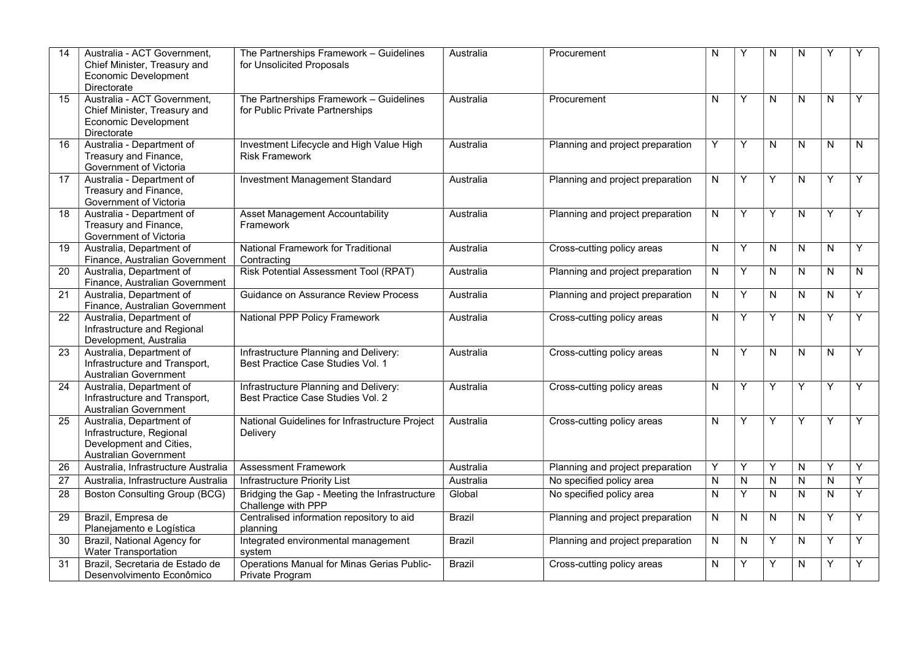| 14 | Australia - ACT Government, Chief Minister, Treasury and Economic Development Directorate | The Partnerships Framework – Guidelines for Unsolicited Proposals | Australia | Procurement | N | Y | N | N | Y | Y |
|---|---|---|---|---|---|---|---|---|---|---|
| 15 | Australia - ACT Government, Chief Minister, Treasury and Economic Development Directorate | The Partnerships Framework – Guidelines for Public Private Partnerships | Australia | Procurement | N | Y | N | N | N | Y |
| 16 | Australia - Department of Treasury and Finance, Government of Victoria | Investment Lifecycle and High Value High Risk Framework | Australia | Planning and project preparation | Y | Y | N | N | N | N |
| 17 | Australia - Department of Treasury and Finance, Government of Victoria | Investment Management Standard | Australia | Planning and project preparation | N | Y | Y | N | Y | Y |
| 18 | Australia - Department of Treasury and Finance, Government of Victoria | Asset Management Accountability Framework | Australia | Planning and project preparation | N | Y | Y | N | Y | Y |
| 19 | Australia, Department of Finance, Australian Government | National Framework for Traditional Contracting | Australia | Cross-cutting policy areas | N | Y | N | N | N | Y |
| 20 | Australia, Department of Finance, Australian Government | Risk Potential Assessment Tool (RPAT) | Australia | Planning and project preparation | N | Y | N | N | N | N |
| 21 | Australia, Department of Finance, Australian Government | Guidance on Assurance Review Process | Australia | Planning and project preparation | N | Y | N | N | N | Y |
| 22 | Australia, Department of Infrastructure and Regional Development, Australia | National PPP Policy Framework | Australia | Cross-cutting policy areas | N | Y | Y | N | Y | Y |
| 23 | Australia, Department of Infrastructure and Transport, Australian Government | Infrastructure Planning and Delivery: Best Practice Case Studies Vol. 1 | Australia | Cross-cutting policy areas | N | Y | N | N | N | Y |
| 24 | Australia, Department of Infrastructure and Transport, Australian Government | Infrastructure Planning and Delivery: Best Practice Case Studies Vol. 2 | Australia | Cross-cutting policy areas | N | Y | Y | Y | Y | Y |
| 25 | Australia, Department of Infrastructure, Regional Development and Cities, Australian Government | National Guidelines for Infrastructure Project Delivery | Australia | Cross-cutting policy areas | N | Y | Y | Y | Y | Y |
| 26 | Australia, Infrastructure Australia | Assessment Framework | Australia | Planning and project preparation | Y | Y | Y | N | Y | Y |
| 27 | Australia, Infrastructure Australia | Infrastructure Priority List | Australia | No specified policy area | N | N | N | N | N | Y |
| 28 | Boston Consulting Group (BCG) | Bridging the Gap - Meeting the Infrastructure Challenge with PPP | Global | No specified policy area | N | Y | N | N | N | Y |
| 29 | Brazil, Empresa de Planejamento e Logística | Centralised information repository to aid planning | Brazil | Planning and project preparation | N | N | N | N | Y | Y |
| 30 | Brazil, National Agency for Water Transportation | Integrated environmental management system | Brazil | Planning and project preparation | N | N | Y | N | Y | Y |
| 31 | Brazil, Secretaria de Estado de Desenvolvimento Econômico | Operations Manual for Minas Gerias Public-Private Program | Brazil | Cross-cutting policy areas | N | Y | Y | N | Y | Y |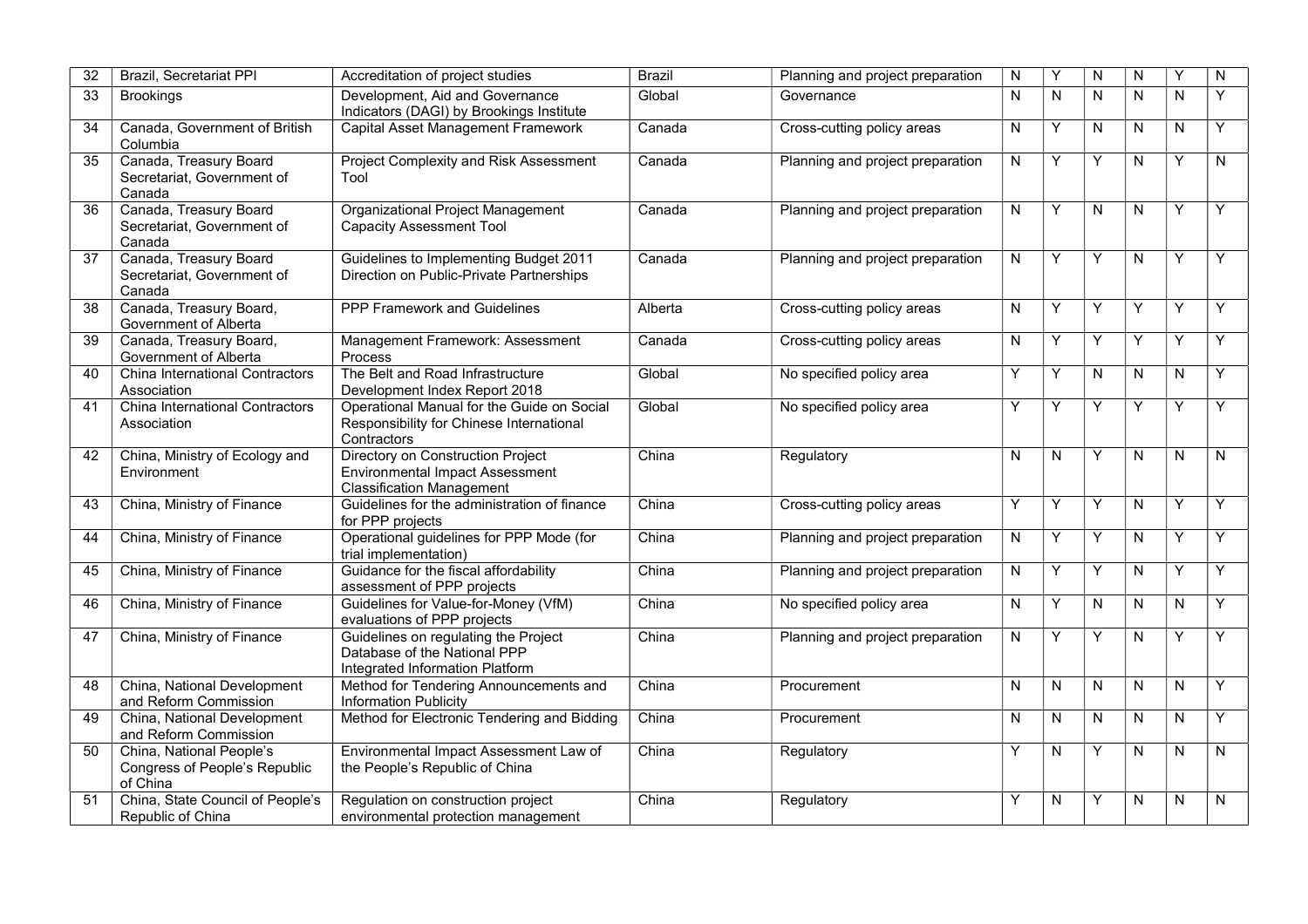| 32 | Brazil, Secretariat PPI | Accreditation of project studies | Brazil | Planning and project preparation | N | Y | N | N | Y | N |
|---|---|---|---|---|---|---|---|---|---|---|
| 33 | Brookings | Development, Aid and Governance Indicators (DAGI) by Brookings Institute | Global | Governance | N | N | N | N | N | Y |
| 34 | Canada, Government of British Columbia | Capital Asset Management Framework | Canada | Cross-cutting policy areas | N | Y | N | N | N | Y |
| 35 | Canada, Treasury Board Secretariat, Government of Canada | Project Complexity and Risk Assessment Tool | Canada | Planning and project preparation | N | Y | Y | N | Y | N |
| 36 | Canada, Treasury Board Secretariat, Government of Canada | Organizational Project Management Capacity Assessment Tool | Canada | Planning and project preparation | N | Y | N | N | Y | Y |
| 37 | Canada, Treasury Board Secretariat, Government of Canada | Guidelines to Implementing Budget 2011 Direction on Public-Private Partnerships | Canada | Planning and project preparation | N | Y | Y | N | Y | Y |
| 38 | Canada, Treasury Board, Government of Alberta | PPP Framework and Guidelines | Alberta | Cross-cutting policy areas | N | Y | Y | Y | Y | Y |
| 39 | Canada, Treasury Board, Government of Alberta | Management Framework: Assessment Process | Canada | Cross-cutting policy areas | N | Y | Y | Y | Y | Y |
| 40 | China International Contractors Association | The Belt and Road Infrastructure Development Index Report 2018 | Global | No specified policy area | Y | Y | N | N | N | Y |
| 41 | China International Contractors Association | Operational Manual for the Guide on Social Responsibility for Chinese International Contractors | Global | No specified policy area | Y | Y | Y | Y | Y | Y |
| 42 | China, Ministry of Ecology and Environment | Directory on Construction Project Environmental Impact Assessment Classification Management | China | Regulatory | N | N | Y | N | N | N |
| 43 | China, Ministry of Finance | Guidelines for the administration of finance for PPP projects | China | Cross-cutting policy areas | Y | Y | Y | N | Y | Y |
| 44 | China, Ministry of Finance | Operational guidelines for PPP Mode (for trial implementation) | China | Planning and project preparation | N | Y | Y | N | Y | Y |
| 45 | China, Ministry of Finance | Guidance for the fiscal affordability assessment of PPP projects | China | Planning and project preparation | N | Y | Y | N | Y | Y |
| 46 | China, Ministry of Finance | Guidelines for Value-for-Money (VfM) evaluations of PPP projects | China | No specified policy area | N | Y | N | N | N | Y |
| 47 | China, Ministry of Finance | Guidelines on regulating the Project Database of the National PPP Integrated Information Platform | China | Planning and project preparation | N | Y | Y | N | Y | Y |
| 48 | China, National Development and Reform Commission | Method for Tendering Announcements and Information Publicity | China | Procurement | N | N | N | N | N | Y |
| 49 | China, National Development and Reform Commission | Method for Electronic Tendering and Bidding | China | Procurement | N | N | N | N | N | Y |
| 50 | China, National People's Congress of People's Republic of China | Environmental Impact Assessment Law of the People's Republic of China | China | Regulatory | Y | N | Y | N | N | N |
| 51 | China, State Council of People's Republic of China | Regulation on construction project environmental protection management | China | Regulatory | Y | N | Y | N | N | N |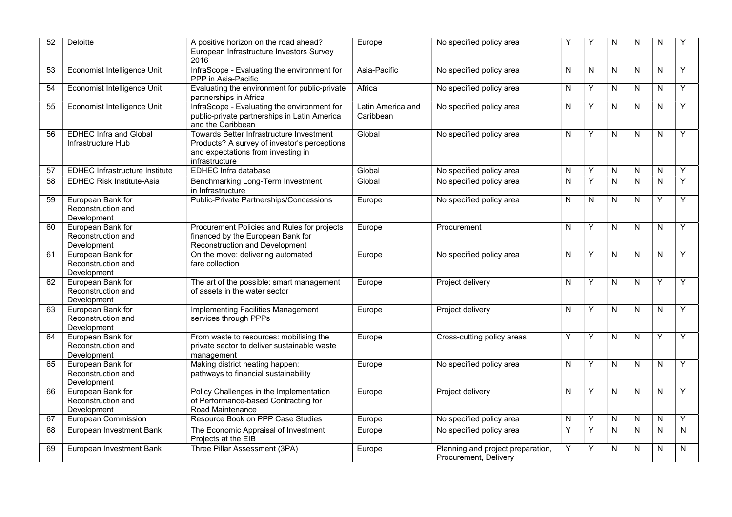| 52 | Deloitte | A positive horizon on the road ahead? European Infrastructure Investors Survey 2016 | Europe | No specified policy area | Y | Y | N | N | N | Y |
|---|---|---|---|---|---|---|---|---|---|---|
| 53 | Economist Intelligence Unit | InfraScope - Evaluating the environment for PPP in Asia-Pacific | Asia-Pacific | No specified policy area | N | N | N | N | N | Y |
| 54 | Economist Intelligence Unit | Evaluating the environment for public-private partnerships in Africa | Africa | No specified policy area | N | Y | N | N | N | Y |
| 55 | Economist Intelligence Unit | InfraScope - Evaluating the environment for public-private partnerships in Latin America and the Caribbean | Latin America and Caribbean | No specified policy area | N | Y | N | N | N | Y |
| 56 | EDHEC Infra and Global Infrastructure Hub | Towards Better Infrastructure Investment Products? A survey of investor's perceptions and expectations from investing in infrastructure | Global | No specified policy area | N | Y | N | N | N | Y |
| 57 | EDHEC Infrastructure Institute | EDHEC Infra database | Global | No specified policy area | N | Y | N | N | N | Y |
| 58 | EDHEC Risk Institute-Asia | Benchmarking Long-Term Investment in Infrastructure | Global | No specified policy area | N | Y | N | N | N | Y |
| 59 | European Bank for Reconstruction and Development | Public-Private Partnerships/Concessions | Europe | No specified policy area | N | N | N | N | Y | Y |
| 60 | European Bank for Reconstruction and Development | Procurement Policies and Rules for projects financed by the European Bank for Reconstruction and Development | Europe | Procurement | N | Y | N | N | N | Y |
| 61 | European Bank for Reconstruction and Development | On the move: delivering automated fare collection | Europe | No specified policy area | N | Y | N | N | N | Y |
| 62 | European Bank for Reconstruction and Development | The art of the possible: smart management of assets in the water sector | Europe | Project delivery | N | Y | N | N | Y | Y |
| 63 | European Bank for Reconstruction and Development | Implementing Facilities Management services through PPPs | Europe | Project delivery | N | Y | N | N | N | Y |
| 64 | European Bank for Reconstruction and Development | From waste to resources: mobilising the private sector to deliver sustainable waste management | Europe | Cross-cutting policy areas | Y | Y | N | N | Y | Y |
| 65 | European Bank for Reconstruction and Development | Making district heating happen: pathways to financial sustainability | Europe | No specified policy area | N | Y | N | N | N | Y |
| 66 | European Bank for Reconstruction and Development | Policy Challenges in the Implementation of Performance-based Contracting for Road Maintenance | Europe | Project delivery | N | Y | N | N | N | Y |
| 67 | European Commission | Resource Book on PPP Case Studies | Europe | No specified policy area | N | Y | N | N | N | Y |
| 68 | European Investment Bank | The Economic Appraisal of Investment Projects at the EIB | Europe | No specified policy area | Y | Y | N | N | N | N |
| 69 | European Investment Bank | Three Pillar Assessment (3PA) | Europe | Planning and project preparation, Procurement, Delivery | Y | Y | N | N | N | N |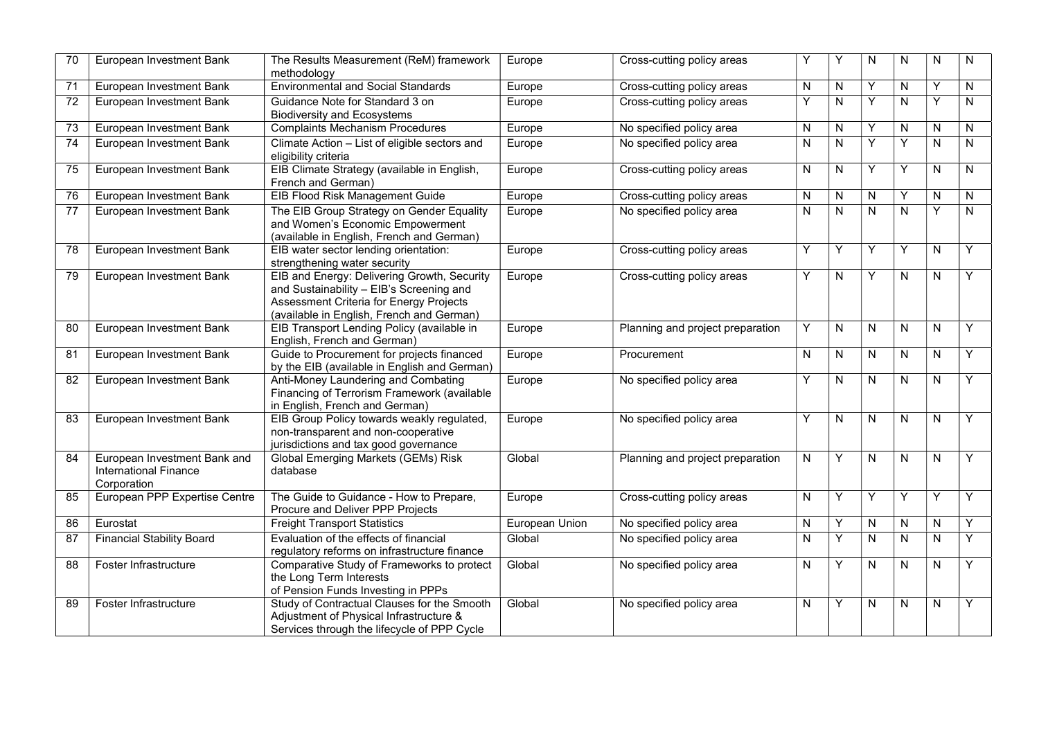| 70 | European Investment Bank | The Results Measurement (ReM) framework methodology | Europe | Cross-cutting policy areas | Y | Y | N | N | N | N |
|---|---|---|---|---|---|---|---|---|---|---|
| 71 | European Investment Bank | Environmental and Social Standards | Europe | Cross-cutting policy areas | N | N | Y | N | Y | N |
| 72 | European Investment Bank | Guidance Note for Standard 3 on Biodiversity and Ecosystems | Europe | Cross-cutting policy areas | Y | N | Y | N | Y | N |
| 73 | European Investment Bank | Complaints Mechanism Procedures | Europe | No specified policy area | N | N | Y | N | N | N |
| 74 | European Investment Bank | Climate Action – List of eligible sectors and eligibility criteria | Europe | No specified policy area | N | N | Y | Y | N | N |
| 75 | European Investment Bank | EIB Climate Strategy (available in English, French and German) | Europe | Cross-cutting policy areas | N | N | Y | Y | N | N |
| 76 | European Investment Bank | EIB Flood Risk Management Guide | Europe | Cross-cutting policy areas | N | N | N | Y | N | N |
| 77 | European Investment Bank | The EIB Group Strategy on Gender Equality and Women's Economic Empowerment (available in English, French and German) | Europe | No specified policy area | N | N | N | N | Y | N |
| 78 | European Investment Bank | EIB water sector lending orientation: strengthening water security | Europe | Cross-cutting policy areas | Y | Y | Y | Y | N | Y |
| 79 | European Investment Bank | EIB and Energy: Delivering Growth, Security and Sustainability – EIB's Screening and Assessment Criteria for Energy Projects (available in English, French and German) | Europe | Cross-cutting policy areas | Y | N | Y | N | N | Y |
| 80 | European Investment Bank | EIB Transport Lending Policy (available in English, French and German) | Europe | Planning and project preparation | Y | N | N | N | N | Y |
| 81 | European Investment Bank | Guide to Procurement for projects financed by the EIB (available in English and German) | Europe | Procurement | N | N | N | N | N | Y |
| 82 | European Investment Bank | Anti-Money Laundering and Combating Financing of Terrorism Framework (available in English, French and German) | Europe | No specified policy area | Y | N | N | N | N | Y |
| 83 | European Investment Bank | EIB Group Policy towards weakly regulated, non-transparent and non-cooperative jurisdictions and tax good governance | Europe | No specified policy area | Y | N | N | N | N | Y |
| 84 | European Investment Bank and International Finance Corporation | Global Emerging Markets (GEMs) Risk database | Global | Planning and project preparation | N | Y | N | N | N | Y |
| 85 | European PPP Expertise Centre | The Guide to Guidance - How to Prepare, Procure and Deliver PPP Projects | Europe | Cross-cutting policy areas | N | Y | Y | Y | Y | Y |
| 86 | Eurostat | Freight Transport Statistics | European Union | No specified policy area | N | Y | N | N | N | Y |
| 87 | Financial Stability Board | Evaluation of the effects of financial regulatory reforms on infrastructure finance | Global | No specified policy area | N | Y | N | N | N | Y |
| 88 | Foster Infrastructure | Comparative Study of Frameworks to protect the Long Term Interests of Pension Funds Investing in PPPs | Global | No specified policy area | N | Y | N | N | N | Y |
| 89 | Foster Infrastructure | Study of Contractual Clauses for the Smooth Adjustment of Physical Infrastructure & Services through the lifecycle of PPP Cycle | Global | No specified policy area | N | Y | N | N | N | Y |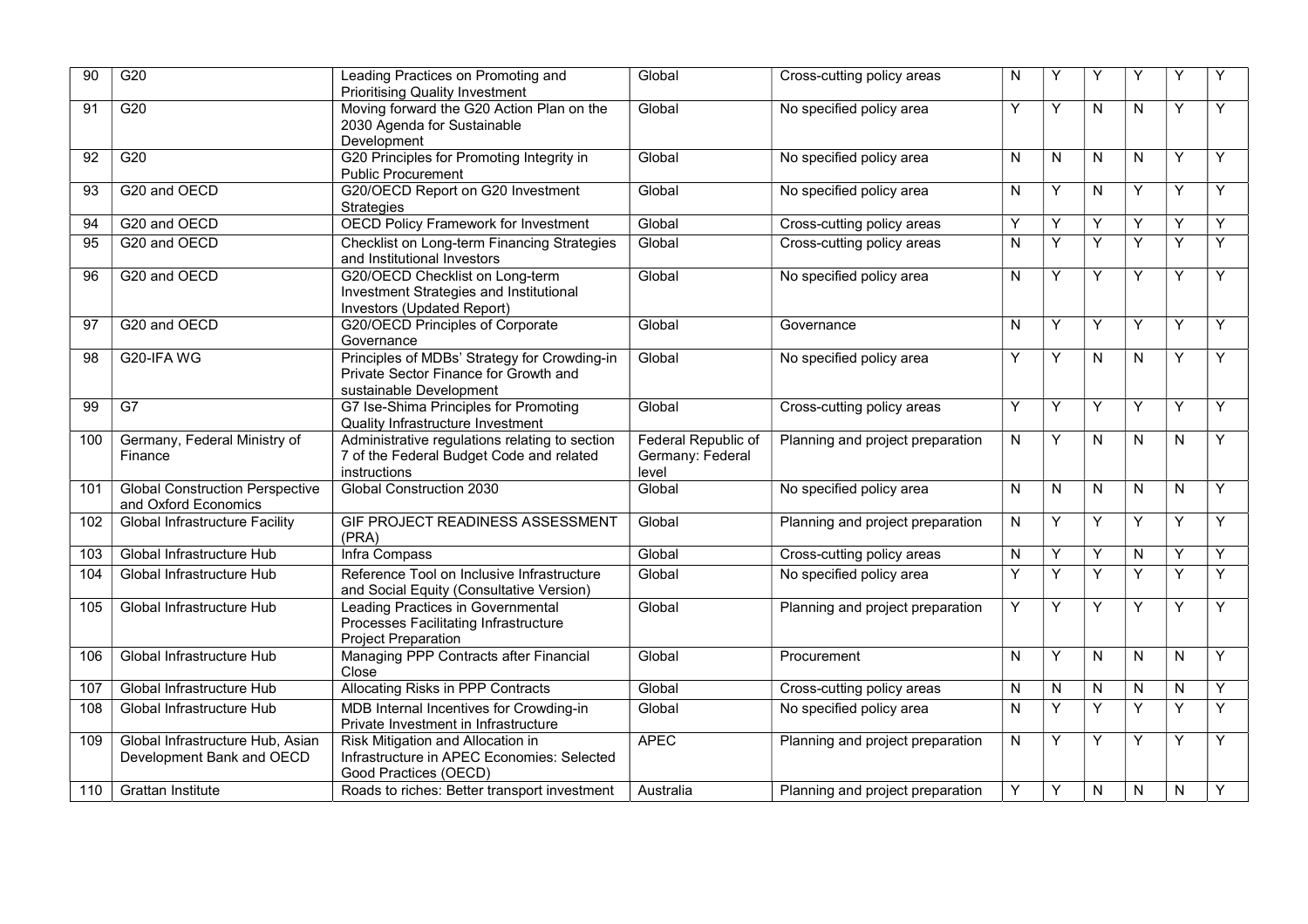| 90 | G20 | Leading Practices on Promoting and Prioritising Quality Investment | Global | Cross-cutting policy areas | N | Y | Y | Y | Y | Y |
|---|---|---|---|---|---|---|---|---|---|---|
| 91 | G20 | Moving forward the G20 Action Plan on the 2030 Agenda for Sustainable Development | Global | No specified policy area | Y | Y | N | N | Y | Y |
| 92 | G20 | G20 Principles for Promoting Integrity in Public Procurement | Global | No specified policy area | N | N | N | N | Y | Y |
| 93 | G20 and OECD | G20/OECD Report on G20 Investment Strategies | Global | No specified policy area | N | Y | N | Y | Y | Y |
| 94 | G20 and OECD | OECD Policy Framework for Investment | Global | Cross-cutting policy areas | Y | Y | Y | Y | Y | Y |
| 95 | G20 and OECD | Checklist on Long-term Financing Strategies and Institutional Investors | Global | Cross-cutting policy areas | N | Y | Y | Y | Y | Y |
| 96 | G20 and OECD | G20/OECD Checklist on Long-term Investment Strategies and Institutional Investors (Updated Report) | Global | No specified policy area | N | Y | Y | Y | Y | Y |
| 97 | G20 and OECD | G20/OECD Principles of Corporate Governance | Global | Governance | N | Y | Y | Y | Y | Y |
| 98 | G20-IFA WG | Principles of MDBs' Strategy for Crowding-in Private Sector Finance for Growth and sustainable Development | Global | No specified policy area | Y | Y | N | N | Y | Y |
| 99 | G7 | G7 Ise-Shima Principles for Promoting Quality Infrastructure Investment | Global | Cross-cutting policy areas | Y | Y | Y | Y | Y | Y |
| 100 | Germany, Federal Ministry of Finance | Administrative regulations relating to section 7 of the Federal Budget Code and related instructions | Federal Republic of Germany: Federal level | Planning and project preparation | N | Y | N | N | N | Y |
| 101 | Global Construction Perspective and Oxford Economics | Global Construction 2030 | Global | No specified policy area | N | N | N | N | N | Y |
| 102 | Global Infrastructure Facility | GIF PROJECT READINESS ASSESSMENT (PRA) | Global | Planning and project preparation | N | Y | Y | Y | Y | Y |
| 103 | Global Infrastructure Hub | Infra Compass | Global | Cross-cutting policy areas | N | Y | Y | N | Y | Y |
| 104 | Global Infrastructure Hub | Reference Tool on Inclusive Infrastructure and Social Equity (Consultative Version) | Global | No specified policy area | Y | Y | Y | Y | Y | Y |
| 105 | Global Infrastructure Hub | Leading Practices in Governmental Processes Facilitating Infrastructure Project Preparation | Global | Planning and project preparation | Y | Y | Y | Y | Y | Y |
| 106 | Global Infrastructure Hub | Managing PPP Contracts after Financial Close | Global | Procurement | N | Y | N | N | N | Y |
| 107 | Global Infrastructure Hub | Allocating Risks in PPP Contracts | Global | Cross-cutting policy areas | N | N | N | N | N | Y |
| 108 | Global Infrastructure Hub | MDB Internal Incentives for Crowding-in Private Investment in Infrastructure | Global | No specified policy area | N | Y | Y | Y | Y | Y |
| 109 | Global Infrastructure Hub, Asian Development Bank and OECD | Risk Mitigation and Allocation in Infrastructure in APEC Economies: Selected Good Practices (OECD) | APEC | Planning and project preparation | N | Y | Y | Y | Y | Y |
| 110 | Grattan Institute | Roads to riches: Better transport investment | Australia | Planning and project preparation | Y | Y | N | N | N | Y |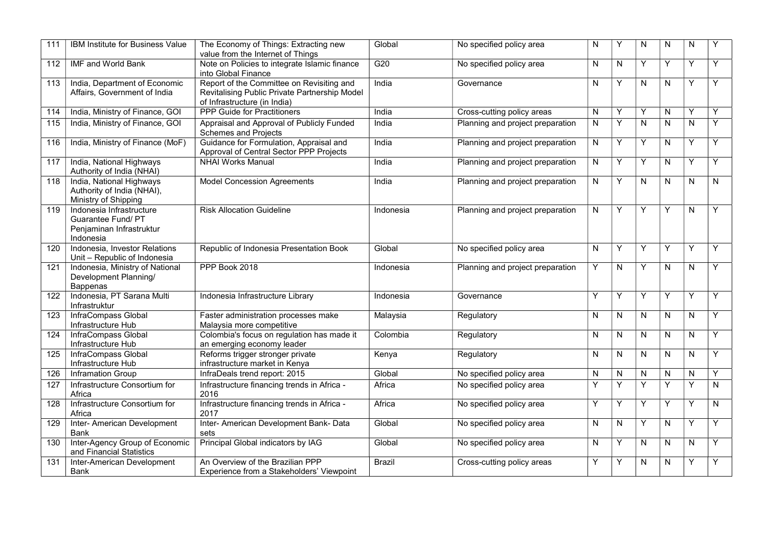| 111 | IBM Institute for Business Value | The Economy of Things: Extracting new value from the Internet of Things | Global | No specified policy area | N | Y | N | N | N | Y |
|---|---|---|---|---|---|---|---|---|---|---|
| 112 | IMF and World Bank | Note on Policies to integrate Islamic finance into Global Finance | G20 | No specified policy area | N | N | Y | Y | Y | Y |
| 113 | India, Department of Economic Affairs, Government of India | Report of the Committee on Revisiting and Revitalising Public Private Partnership Model of Infrastructure (in India) | India | Governance | N | Y | N | N | Y | Y |
| 114 | India, Ministry of Finance, GOI | PPP Guide for Practitioners | India | Cross-cutting policy areas | N | Y | Y | N | Y | Y |
| 115 | India, Ministry of Finance, GOI | Appraisal and Approval of Publicly Funded Schemes and Projects | India | Planning and project preparation | N | Y | N | N | N | Y |
| 116 | India, Ministry of Finance (MoF) | Guidance for Formulation, Appraisal and Approval of Central Sector PPP Projects | India | Planning and project preparation | N | Y | Y | N | Y | Y |
| 117 | India, National Highways Authority of India (NHAI) | NHAI Works Manual | India | Planning and project preparation | N | Y | Y | N | Y | Y |
| 118 | India, National Highways Authority of India (NHAI), Ministry of Shipping | Model Concession Agreements | India | Planning and project preparation | N | Y | N | N | N | N |
| 119 | Indonesia Infrastructure Guarantee Fund/ PT Penjaminan Infrastruktur Indonesia | Risk Allocation Guideline | Indonesia | Planning and project preparation | N | Y | Y | Y | N | Y |
| 120 | Indonesia, Investor Relations Unit – Republic of Indonesia | Republic of Indonesia Presentation Book | Global | No specified policy area | N | Y | Y | Y | Y | Y |
| 121 | Indonesia, Ministry of National Development Planning/ Bappenas | PPP Book 2018 | Indonesia | Planning and project preparation | Y | N | Y | N | N | Y |
| 122 | Indonesia, PT Sarana Multi Infrastruktur | Indonesia Infrastructure Library | Indonesia | Governance | Y | Y | Y | Y | Y | Y |
| 123 | InfraCompass Global Infrastructure Hub | Faster administration processes make Malaysia more competitive | Malaysia | Regulatory | N | N | N | N | N | Y |
| 124 | InfraCompass Global Infrastructure Hub | Colombia's focus on regulation has made it an emerging economy leader | Colombia | Regulatory | N | N | N | N | N | Y |
| 125 | InfraCompass Global Infrastructure Hub | Reforms trigger stronger private infrastructure market in Kenya | Kenya | Regulatory | N | N | N | N | N | Y |
| 126 | Inframation Group | InfraDeals trend report: 2015 | Global | No specified policy area | N | N | N | N | N | Y |
| 127 | Infrastructure Consortium for Africa | Infrastructure financing trends in Africa - 2016 | Africa | No specified policy area | Y | Y | Y | Y | Y | N |
| 128 | Infrastructure Consortium for Africa | Infrastructure financing trends in Africa - 2017 | Africa | No specified policy area | Y | Y | Y | Y | Y | N |
| 129 | Inter- American Development Bank | Inter- American Development Bank- Data sets | Global | No specified policy area | N | N | Y | N | Y | Y |
| 130 | Inter-Agency Group of Economic and Financial Statistics | Principal Global indicators by IAG | Global | No specified policy area | N | Y | N | N | N | Y |
| 131 | Inter-American Development Bank | An Overview of the Brazilian PPP Experience from a Stakeholders' Viewpoint | Brazil | Cross-cutting policy areas | Y | Y | N | N | Y | Y |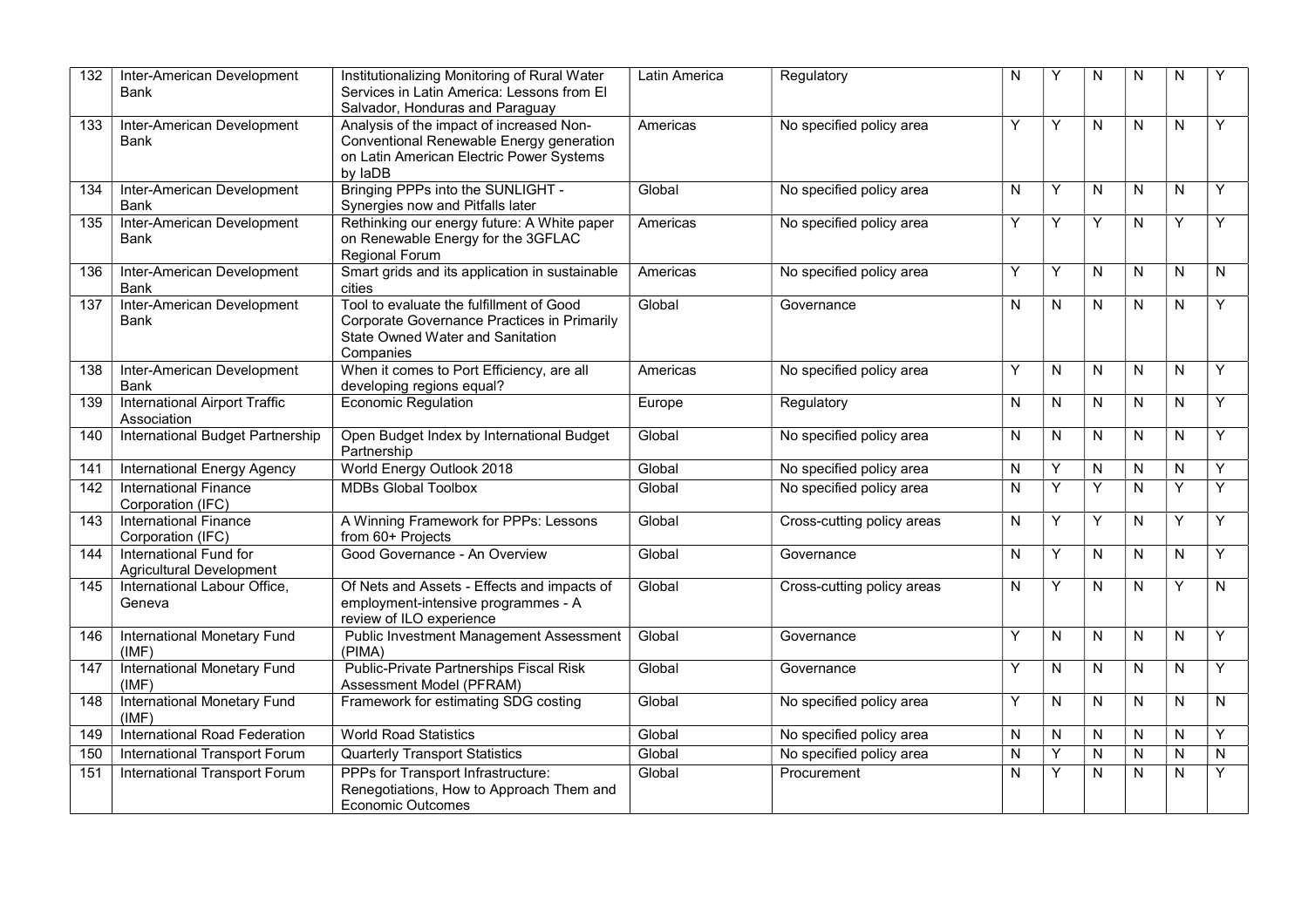| 132 | Inter-American Development Bank | Institutionalizing Monitoring of Rural Water Services in Latin America: Lessons from El Salvador, Honduras and Paraguay | Latin America | Regulatory | N | Y | N | N | N | Y |
|---|---|---|---|---|---|---|---|---|---|---|
| 133 | Inter-American Development Bank | Analysis of the impact of increased Non-Conventional Renewable Energy generation on Latin American Electric Power Systems by IaDB | Americas | No specified policy area | Y | Y | N | N | N | Y |
| 134 | Inter-American Development Bank | Bringing PPPs into the SUNLIGHT - Synergies now and Pitfalls later | Global | No specified policy area | N | Y | N | N | N | Y |
| 135 | Inter-American Development Bank | Rethinking our energy future: A White paper on Renewable Energy for the 3GFLAC Regional Forum | Americas | No specified policy area | Y | Y | Y | N | Y | Y |
| 136 | Inter-American Development Bank | Smart grids and its application in sustainable cities | Americas | No specified policy area | Y | Y | N | N | N | N |
| 137 | Inter-American Development Bank | Tool to evaluate the fulfillment of Good Corporate Governance Practices in Primarily State Owned Water and Sanitation Companies | Global | Governance | N | N | N | N | N | Y |
| 138 | Inter-American Development Bank | When it comes to Port Efficiency, are all developing regions equal? | Americas | No specified policy area | Y | N | N | N | N | Y |
| 139 | International Airport Traffic Association | Economic Regulation | Europe | Regulatory | N | N | N | N | N | Y |
| 140 | International Budget Partnership | Open Budget Index by International Budget Partnership | Global | No specified policy area | N | N | N | N | N | Y |
| 141 | International Energy Agency | World Energy Outlook 2018 | Global | No specified policy area | N | Y | N | N | N | Y |
| 142 | International Finance Corporation (IFC) | MDBs Global Toolbox | Global | No specified policy area | N | Y | Y | N | Y | Y |
| 143 | International Finance Corporation (IFC) | A Winning Framework for PPPs: Lessons from 60+ Projects | Global | Cross-cutting policy areas | N | Y | Y | N | Y | Y |
| 144 | International Fund for Agricultural Development | Good Governance - An Overview | Global | Governance | N | Y | N | N | N | Y |
| 145 | International Labour Office, Geneva | Of Nets and Assets - Effects and impacts of employment-intensive programmes - A review of ILO experience | Global | Cross-cutting policy areas | N | Y | N | N | Y | N |
| 146 | International Monetary Fund (IMF) | Public Investment Management Assessment (PIMA) | Global | Governance | Y | N | N | N | N | Y |
| 147 | International Monetary Fund (IMF) | Public-Private Partnerships Fiscal Risk Assessment Model (PFRAM) | Global | Governance | Y | N | N | N | N | Y |
| 148 | International Monetary Fund (IMF) | Framework for estimating SDG costing | Global | No specified policy area | Y | N | N | N | N | N |
| 149 | International Road Federation | World Road Statistics | Global | No specified policy area | N | N | N | N | N | Y |
| 150 | International Transport Forum | Quarterly Transport Statistics | Global | No specified policy area | N | Y | N | N | N | N |
| 151 | International Transport Forum | PPPs for Transport Infrastructure: Renegotiations, How to Approach Them and Economic Outcomes | Global | Procurement | N | Y | N | N | N | Y |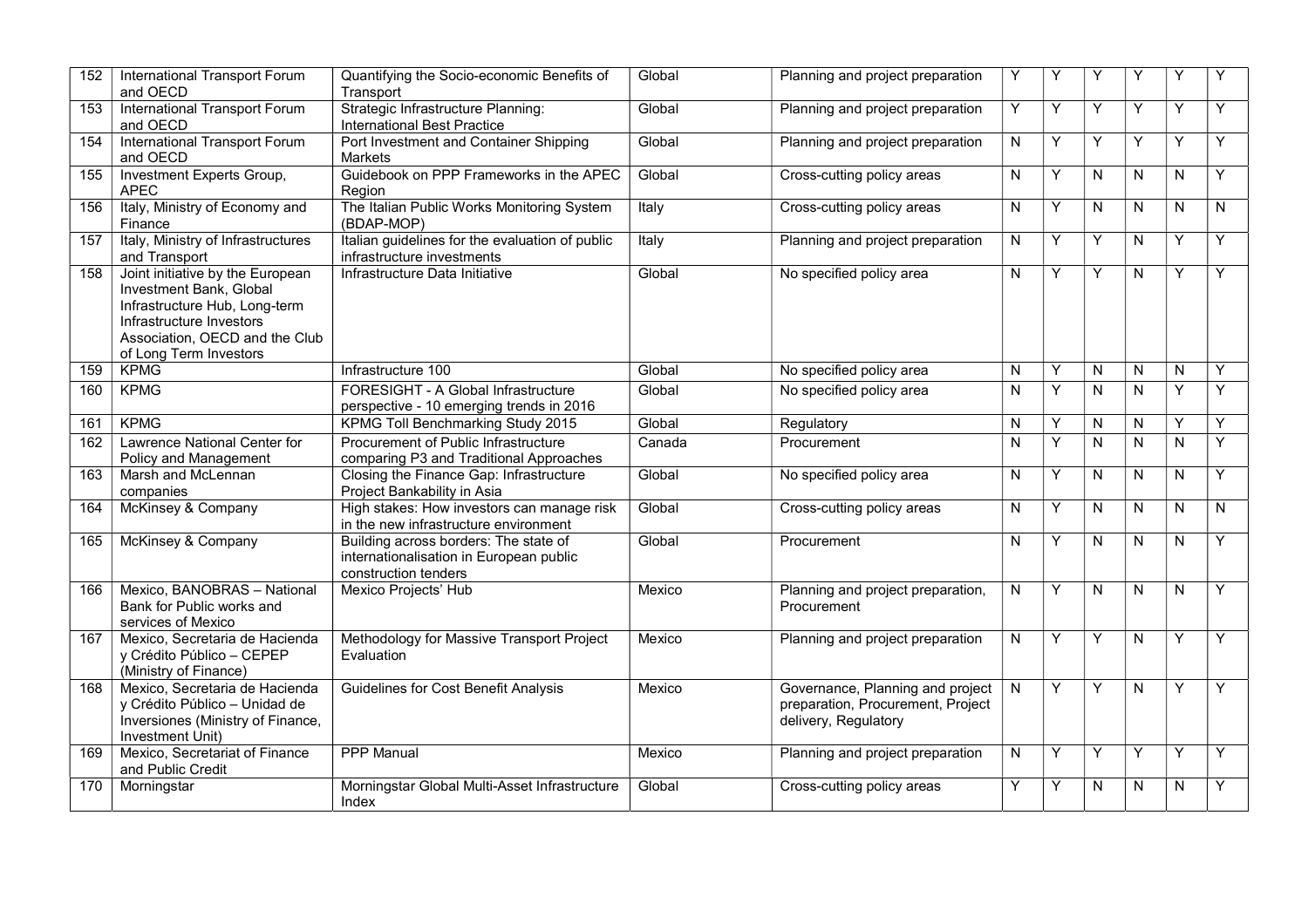| 152 | International Transport Forum and OECD | Quantifying the Socio-economic Benefits of Transport | Global | Planning and project preparation | Y | Y | Y | Y | Y | Y |
|---|---|---|---|---|---|---|---|---|---|---|
| 153 | International Transport Forum and OECD | Strategic Infrastructure Planning: International Best Practice | Global | Planning and project preparation | Y | Y | Y | Y | Y | Y |
| 154 | International Transport Forum and OECD | Port Investment and Container Shipping Markets | Global | Planning and project preparation | N | Y | Y | Y | Y | Y |
| 155 | Investment Experts Group, APEC | Guidebook on PPP Frameworks in the APEC Region | Global | Cross-cutting policy areas | N | Y | N | N | N | Y |
| 156 | Italy, Ministry of Economy and Finance | The Italian Public Works Monitoring System (BDAP-MOP) | Italy | Cross-cutting policy areas | N | Y | N | N | N | N |
| 157 | Italy, Ministry of Infrastructures and Transport | Italian guidelines for the evaluation of public infrastructure investments | Italy | Planning and project preparation | N | Y | Y | N | Y | Y |
| 158 | Joint initiative by the European Investment Bank, Global Infrastructure Hub, Long-term Infrastructure Investors Association, OECD and the Club of Long Term Investors | Infrastructure Data Initiative | Global | No specified policy area | N | Y | Y | N | Y | Y |
| 159 | KPMG | Infrastructure 100 | Global | No specified policy area | N | Y | N | N | N | Y |
| 160 | KPMG | FORESIGHT - A Global Infrastructure perspective - 10 emerging trends in 2016 | Global | No specified policy area | N | Y | N | N | Y | Y |
| 161 | KPMG | KPMG Toll Benchmarking Study 2015 | Global | Regulatory | N | Y | N | N | Y | Y |
| 162 | Lawrence National Center for Policy and Management | Procurement of Public Infrastructure comparing P3 and Traditional Approaches | Canada | Procurement | N | Y | N | N | N | Y |
| 163 | Marsh and McLennan companies | Closing the Finance Gap: Infrastructure Project Bankability in Asia | Global | No specified policy area | N | Y | N | N | N | Y |
| 164 | McKinsey & Company | High stakes: How investors can manage risk in the new infrastructure environment | Global | Cross-cutting policy areas | N | Y | N | N | N | N |
| 165 | McKinsey & Company | Building across borders: The state of internationalisation in European public construction tenders | Global | Procurement | N | Y | N | N | N | Y |
| 166 | Mexico, BANOBRAS – National Bank for Public works and services of Mexico | Mexico Projects' Hub | Mexico | Planning and project preparation, Procurement | N | Y | N | N | N | Y |
| 167 | Mexico, Secretaria de Hacienda y Crédito Público – CEPEP (Ministry of Finance) | Methodology for Massive Transport Project Evaluation | Mexico | Planning and project preparation | N | Y | Y | N | Y | Y |
| 168 | Mexico, Secretaria de Hacienda y Crédito Público – Unidad de Inversiones (Ministry of Finance, Investment Unit) | Guidelines for Cost Benefit Analysis | Mexico | Governance, Planning and project preparation, Procurement, Project delivery, Regulatory | N | Y | Y | N | Y | Y |
| 169 | Mexico, Secretariat of Finance and Public Credit | PPP Manual | Mexico | Planning and project preparation | N | Y | Y | Y | Y | Y |
| 170 | Morningstar | Morningstar Global Multi-Asset Infrastructure Index | Global | Cross-cutting policy areas | Y | Y | N | N | N | Y |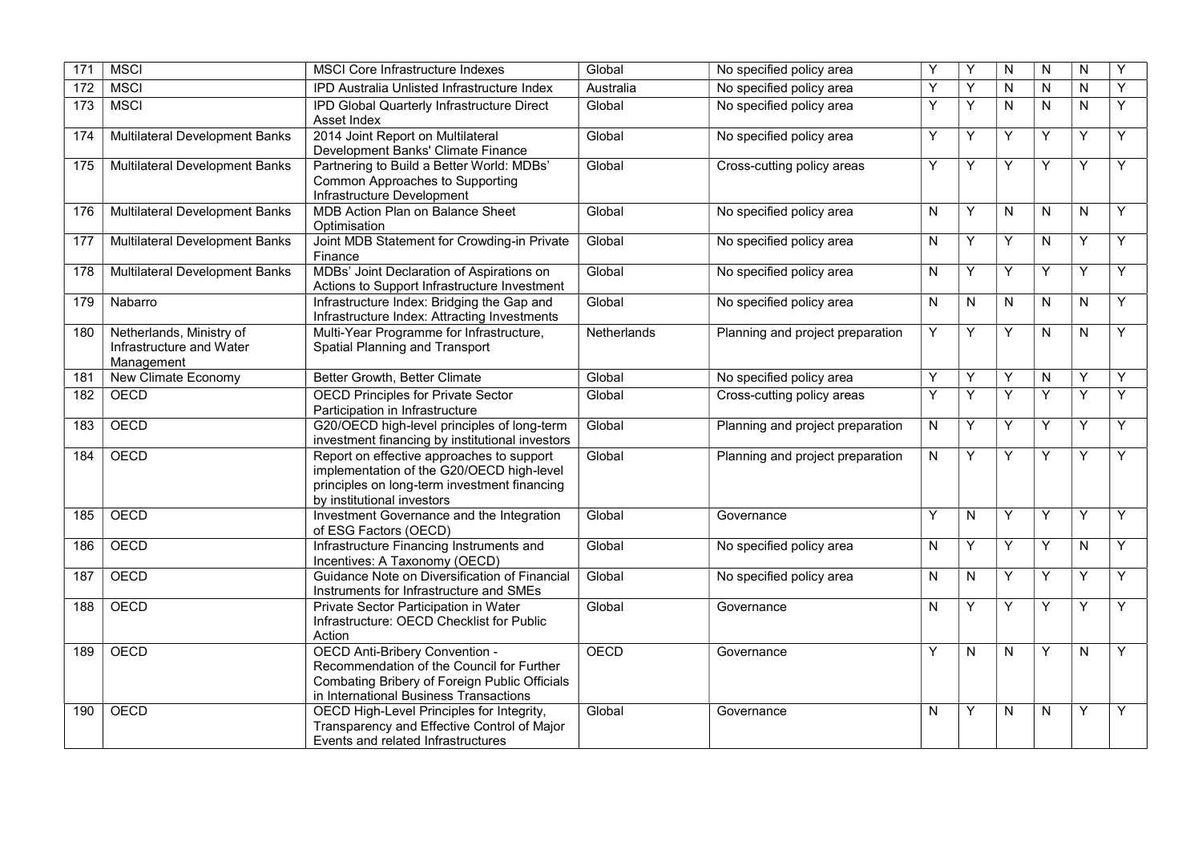| 171 | MSCI | MSCI Core Infrastructure Indexes | Global | No specified policy area | Y | Y | N | N | N | Y |
|---|---|---|---|---|---|---|---|---|---|---|
| 172 | MSCI | IPD Australia Unlisted Infrastructure Index | Australia | No specified policy area | Y | Y | N | N | N | Y |
| 173 | MSCI | IPD Global Quarterly Infrastructure Direct Asset Index | Global | No specified policy area | Y | Y | N | N | N | Y |
| 174 | Multilateral Development Banks | 2014 Joint Report on Multilateral Development Banks' Climate Finance | Global | No specified policy area | Y | Y | Y | Y | Y | Y |
| 175 | Multilateral Development Banks | Partnering to Build a Better World: MDBs' Common Approaches to Supporting Infrastructure Development | Global | Cross-cutting policy areas | Y | Y | Y | Y | Y | Y |
| 176 | Multilateral Development Banks | MDB Action Plan on Balance Sheet Optimisation | Global | No specified policy area | N | Y | N | N | N | Y |
| 177 | Multilateral Development Banks | Joint MDB Statement for Crowding-in Private Finance | Global | No specified policy area | N | Y | Y | N | Y | Y |
| 178 | Multilateral Development Banks | MDBs' Joint Declaration of Aspirations on Actions to Support Infrastructure Investment | Global | No specified policy area | N | Y | Y | Y | Y | Y |
| 179 | Nabarro | Infrastructure Index: Bridging the Gap and Infrastructure Index: Attracting Investments | Global | No specified policy area | N | N | N | N | N | Y |
| 180 | Netherlands, Ministry of Infrastructure and Water Management | Multi-Year Programme for Infrastructure, Spatial Planning and Transport | Netherlands | Planning and project preparation | Y | Y | Y | N | N | Y |
| 181 | New Climate Economy | Better Growth, Better Climate | Global | No specified policy area | Y | Y | Y | N | Y | Y |
| 182 | OECD | OECD Principles for Private Sector Participation in Infrastructure | Global | Cross-cutting policy areas | Y | Y | Y | Y | Y | Y |
| 183 | OECD | G20/OECD high-level principles of long-term investment financing by institutional investors | Global | Planning and project preparation | N | Y | Y | Y | Y | Y |
| 184 | OECD | Report on effective approaches to support implementation of the G20/OECD high-level principles on long-term investment financing by institutional investors | Global | Planning and project preparation | N | Y | Y | Y | Y | Y |
| 185 | OECD | Investment Governance and the Integration of ESG Factors (OECD) | Global | Governance | Y | N | Y | Y | Y | Y |
| 186 | OECD | Infrastructure Financing Instruments and Incentives: A Taxonomy (OECD) | Global | No specified policy area | N | Y | Y | Y | N | Y |
| 187 | OECD | Guidance Note on Diversification of Financial Instruments for Infrastructure and SMEs | Global | No specified policy area | N | N | Y | Y | Y | Y |
| 188 | OECD | Private Sector Participation in Water Infrastructure: OECD Checklist for Public Action | Global | Governance | N | Y | Y | Y | Y | Y |
| 189 | OECD | OECD Anti-Bribery Convention - Recommendation of the Council for Further Combating Bribery of Foreign Public Officials in International Business Transactions | OECD | Governance | Y | N | N | Y | N | Y |
| 190 | OECD | OECD High-Level Principles for Integrity, Transparency and Effective Control of Major Events and related Infrastructures | Global | Governance | N | Y | N | N | Y | Y |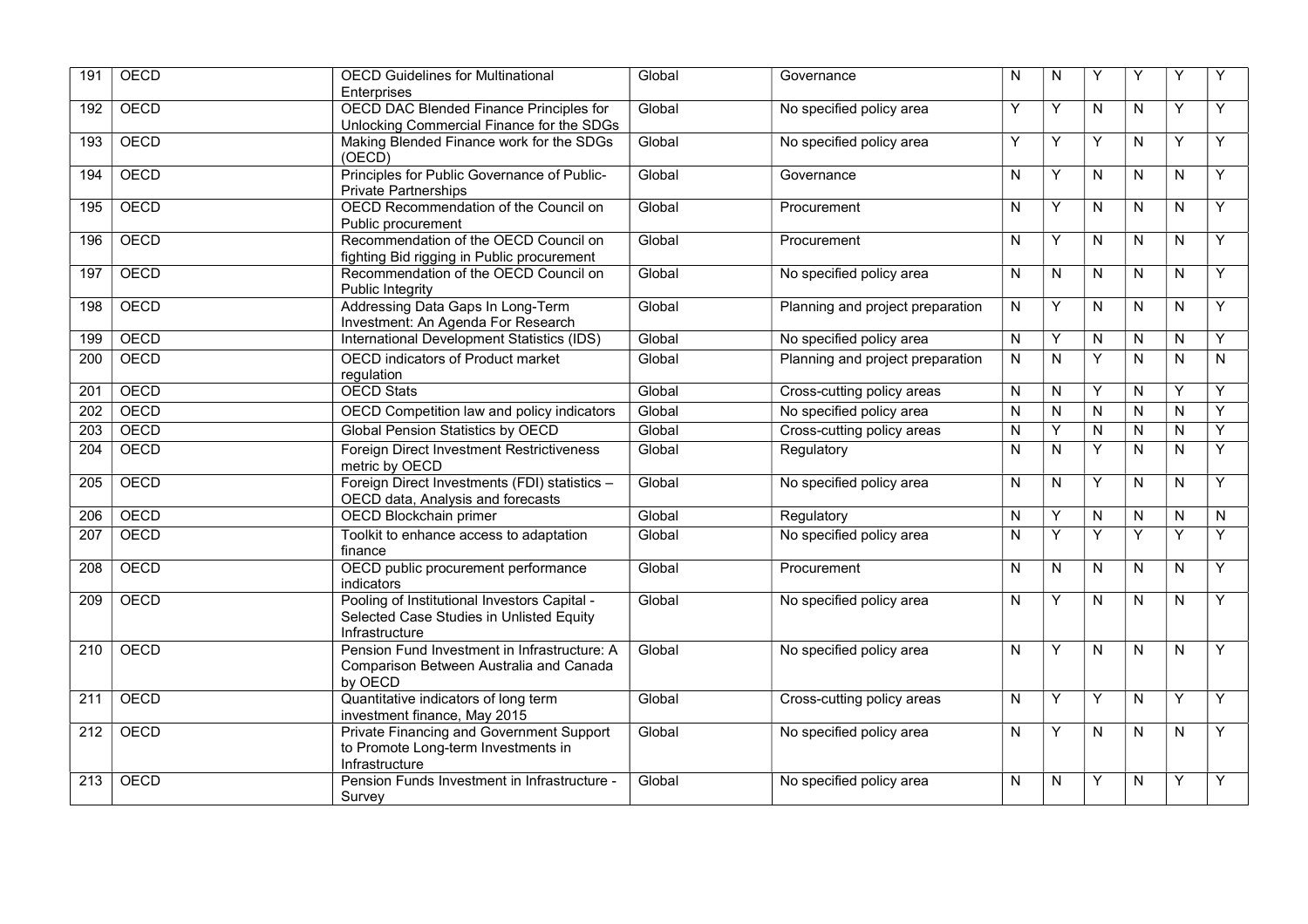| 191 | OECD | OECD Guidelines for Multinational Enterprises | Global | Governance | N | N | Y | Y | Y | Y |
|---|---|---|---|---|---|---|---|---|---|---|
| 192 | OECD | OECD DAC Blended Finance Principles for Unlocking Commercial Finance for the SDGs | Global | No specified policy area | Y | Y | N | N | Y | Y |
| 193 | OECD | Making Blended Finance work for the SDGs (OECD) | Global | No specified policy area | Y | Y | Y | N | Y | Y |
| 194 | OECD | Principles for Public Governance of Public-Private Partnerships | Global | Governance | N | Y | N | N | N | Y |
| 195 | OECD | OECD Recommendation of the Council on Public procurement | Global | Procurement | N | Y | N | N | N | Y |
| 196 | OECD | Recommendation of the OECD Council on fighting Bid rigging in Public procurement | Global | Procurement | N | Y | N | N | N | Y |
| 197 | OECD | Recommendation of the OECD Council on Public Integrity | Global | No specified policy area | N | N | N | N | N | Y |
| 198 | OECD | Addressing Data Gaps In Long-Term Investment: An Agenda For Research | Global | Planning and project preparation | N | Y | N | N | N | Y |
| 199 | OECD | International Development Statistics (IDS) | Global | No specified policy area | N | Y | N | N | N | Y |
| 200 | OECD | OECD indicators of Product market regulation | Global | Planning and project preparation | N | N | Y | N | N | N |
| 201 | OECD | OECD Stats | Global | Cross-cutting policy areas | N | N | Y | N | Y | Y |
| 202 | OECD | OECD Competition law and policy indicators | Global | No specified policy area | N | N | N | N | N | Y |
| 203 | OECD | Global Pension Statistics by OECD | Global | Cross-cutting policy areas | N | Y | N | N | N | Y |
| 204 | OECD | Foreign Direct Investment Restrictiveness metric by OECD | Global | Regulatory | N | N | Y | N | N | Y |
| 205 | OECD | Foreign Direct Investments (FDI) statistics – OECD data, Analysis and forecasts | Global | No specified policy area | N | N | Y | N | N | Y |
| 206 | OECD | OECD Blockchain primer | Global | Regulatory | N | Y | N | N | N | N |
| 207 | OECD | Toolkit to enhance access to adaptation finance | Global | No specified policy area | N | Y | Y | Y | Y | Y |
| 208 | OECD | OECD public procurement performance indicators | Global | Procurement | N | N | N | N | N | Y |
| 209 | OECD | Pooling of Institutional Investors Capital - Selected Case Studies in Unlisted Equity Infrastructure | Global | No specified policy area | N | Y | N | N | N | Y |
| 210 | OECD | Pension Fund Investment in Infrastructure: A Comparison Between Australia and Canada by OECD | Global | No specified policy area | N | Y | N | N | N | Y |
| 211 | OECD | Quantitative indicators of long term investment finance, May 2015 | Global | Cross-cutting policy areas | N | Y | Y | N | Y | Y |
| 212 | OECD | Private Financing and Government Support to Promote Long-term Investments in Infrastructure | Global | No specified policy area | N | Y | N | N | N | Y |
| 213 | OECD | Pension Funds Investment in Infrastructure - Survey | Global | No specified policy area | N | N | Y | N | Y | Y |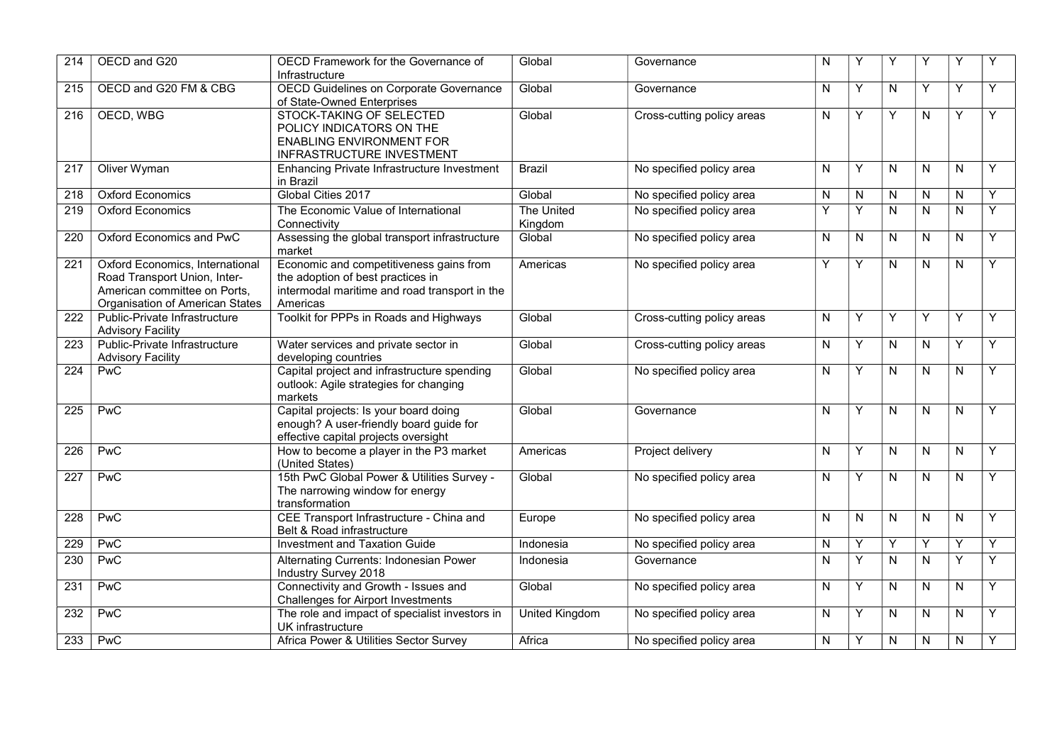| 214 | OECD and G20 | OECD Framework for the Governance of Infrastructure | Global | Governance | N | Y | Y | Y | Y | Y |
|---|---|---|---|---|---|---|---|---|---|---|
| 215 | OECD and G20 FM & CBG | OECD Guidelines on Corporate Governance of State-Owned Enterprises | Global | Governance | N | Y | N | Y | Y | Y |
| 216 | OECD, WBG | STOCK-TAKING OF SELECTED POLICY INDICATORS ON THE ENABLING ENVIRONMENT FOR INFRASTRUCTURE INVESTMENT | Global | Cross-cutting policy areas | N | Y | Y | N | Y | Y |
| 217 | Oliver Wyman | Enhancing Private Infrastructure Investment in Brazil | Brazil | No specified policy area | N | Y | N | N | N | Y |
| 218 | Oxford Economics | Global Cities 2017 | Global | No specified policy area | N | N | N | N | N | Y |
| 219 | Oxford Economics | The Economic Value of International Connectivity | The United Kingdom | No specified policy area | Y | Y | N | N | N | Y |
| 220 | Oxford Economics and PwC | Assessing the global transport infrastructure market | Global | No specified policy area | N | N | N | N | N | Y |
| 221 | Oxford Economics, International Road Transport Union, Inter-American committee on Ports, Organisation of American States | Economic and competitiveness gains from the adoption of best practices in intermodal maritime and road transport in the Americas | Americas | No specified policy area | Y | Y | N | N | N | Y |
| 222 | Public-Private Infrastructure Advisory Facility | Toolkit for PPPs in Roads and Highways | Global | Cross-cutting policy areas | N | Y | Y | Y | Y | Y |
| 223 | Public-Private Infrastructure Advisory Facility | Water services and private sector in developing countries | Global | Cross-cutting policy areas | N | Y | N | N | Y | Y |
| 224 | PwC | Capital project and infrastructure spending outlook: Agile strategies for changing markets | Global | No specified policy area | N | Y | N | N | N | Y |
| 225 | PwC | Capital projects: Is your board doing enough? A user-friendly board guide for effective capital projects oversight | Global | Governance | N | Y | N | N | N | Y |
| 226 | PwC | How to become a player in the P3 market (United States) | Americas | Project delivery | N | Y | N | N | N | Y |
| 227 | PwC | 15th PwC Global Power & Utilities Survey - The narrowing window for energy transformation | Global | No specified policy area | N | Y | N | N | N | Y |
| 228 | PwC | CEE Transport Infrastructure - China and Belt & Road infrastructure | Europe | No specified policy area | N | N | N | N | N | Y |
| 229 | PwC | Investment and Taxation Guide | Indonesia | No specified policy area | N | Y | Y | Y | Y | Y |
| 230 | PwC | Alternating Currents: Indonesian Power Industry Survey 2018 | Indonesia | Governance | N | Y | N | N | Y | Y |
| 231 | PwC | Connectivity and Growth - Issues and Challenges for Airport Investments | Global | No specified policy area | N | Y | N | N | N | Y |
| 232 | PwC | The role and impact of specialist investors in UK infrastructure | United Kingdom | No specified policy area | N | Y | N | N | N | Y |
| 233 | PwC | Africa Power & Utilities Sector Survey | Africa | No specified policy area | N | Y | N | N | N | Y |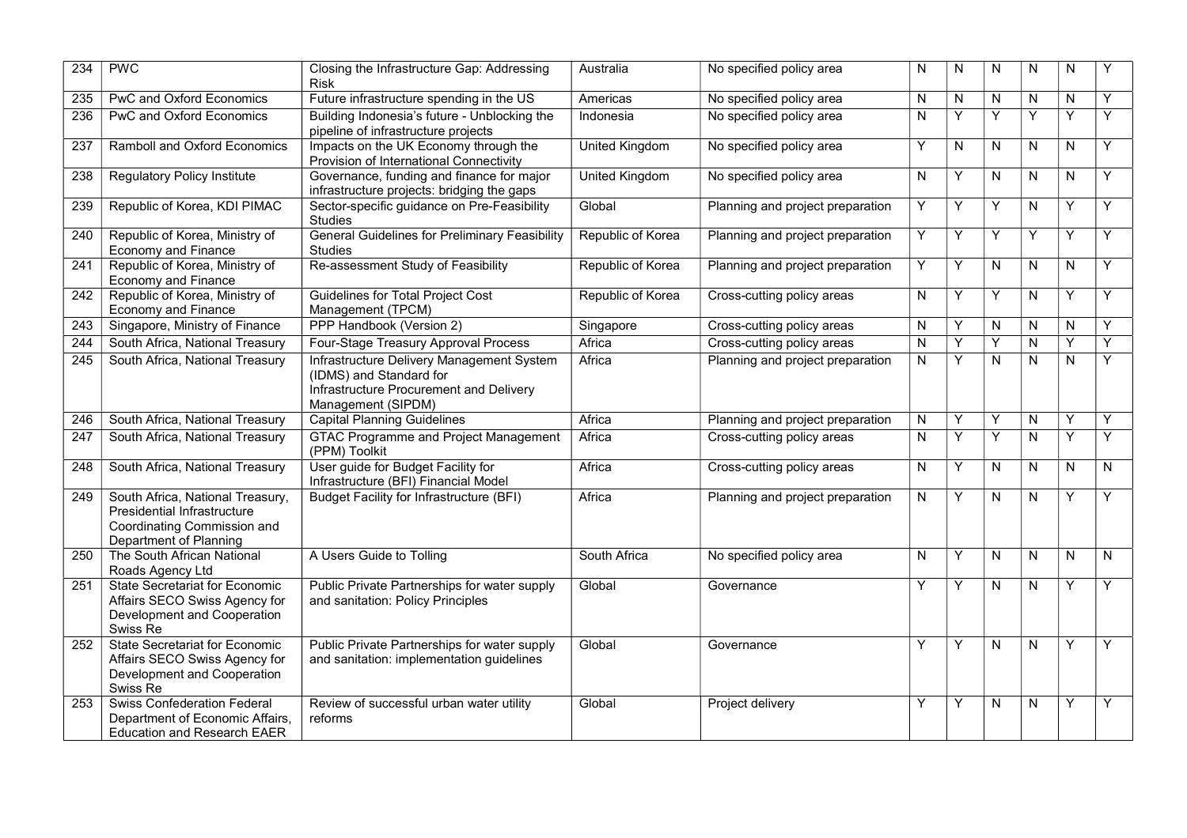| 234 | PWC | Closing the Infrastructure Gap: Addressing Risk | Australia | No specified policy area | N | N | N | N | N | Y |
|---|---|---|---|---|---|---|---|---|---|---|
| 235 | PwC and Oxford Economics | Future infrastructure spending in the US | Americas | No specified policy area | N | N | N | N | N | Y |
| 236 | PwC and Oxford Economics | Building Indonesia's future - Unblocking the pipeline of infrastructure projects | Indonesia | No specified policy area | N | Y | Y | Y | Y | Y |
| 237 | Ramboll and Oxford Economics | Impacts on the UK Economy through the Provision of International Connectivity | United Kingdom | No specified policy area | Y | N | N | N | N | Y |
| 238 | Regulatory Policy Institute | Governance, funding and finance for major infrastructure projects: bridging the gaps | United Kingdom | No specified policy area | N | Y | N | N | N | Y |
| 239 | Republic of Korea, KDI PIMAC | Sector-specific guidance on Pre-Feasibility Studies | Global | Planning and project preparation | Y | Y | Y | N | Y | Y |
| 240 | Republic of Korea, Ministry of Economy and Finance | General Guidelines for Preliminary Feasibility Studies | Republic of Korea | Planning and project preparation | Y | Y | Y | Y | Y | Y |
| 241 | Republic of Korea, Ministry of Economy and Finance | Re-assessment Study of Feasibility | Republic of Korea | Planning and project preparation | Y | Y | N | N | N | Y |
| 242 | Republic of Korea, Ministry of Economy and Finance | Guidelines for Total Project Cost Management (TPCM) | Republic of Korea | Cross-cutting policy areas | N | Y | Y | N | Y | Y |
| 243 | Singapore, Ministry of Finance | PPP Handbook (Version 2) | Singapore | Cross-cutting policy areas | N | Y | N | N | N | Y |
| 244 | South Africa, National Treasury | Four-Stage Treasury Approval Process | Africa | Cross-cutting policy areas | N | Y | Y | N | Y | Y |
| 245 | South Africa, National Treasury | Infrastructure Delivery Management System (IDMS) and Standard for Infrastructure Procurement and Delivery Management (SIPDM) | Africa | Planning and project preparation | N | Y | N | N | N | Y |
| 246 | South Africa, National Treasury | Capital Planning Guidelines | Africa | Planning and project preparation | N | Y | Y | N | Y | Y |
| 247 | South Africa, National Treasury | GTAC Programme and Project Management (PPM) Toolkit | Africa | Cross-cutting policy areas | N | Y | Y | N | Y | Y |
| 248 | South Africa, National Treasury | User guide for Budget Facility for Infrastructure (BFI) Financial Model | Africa | Cross-cutting policy areas | N | Y | N | N | N | N |
| 249 | South Africa, National Treasury, Presidential Infrastructure Coordinating Commission and Department of Planning | Budget Facility for Infrastructure (BFI) | Africa | Planning and project preparation | N | Y | N | N | Y | Y |
| 250 | The South African National Roads Agency Ltd | A Users Guide to Tolling | South Africa | No specified policy area | N | Y | N | N | N | N |
| 251 | State Secretariat for Economic Affairs SECO Swiss Agency for Development and Cooperation Swiss Re | Public Private Partnerships for water supply and sanitation: Policy Principles | Global | Governance | Y | Y | N | N | Y | Y |
| 252 | State Secretariat for Economic Affairs SECO Swiss Agency for Development and Cooperation Swiss Re | Public Private Partnerships for water supply and sanitation: implementation guidelines | Global | Governance | Y | Y | N | N | Y | Y |
| 253 | Swiss Confederation Federal Department of Economic Affairs, Education and Research EAER | Review of successful urban water utility reforms | Global | Project delivery | Y | Y | N | N | Y | Y |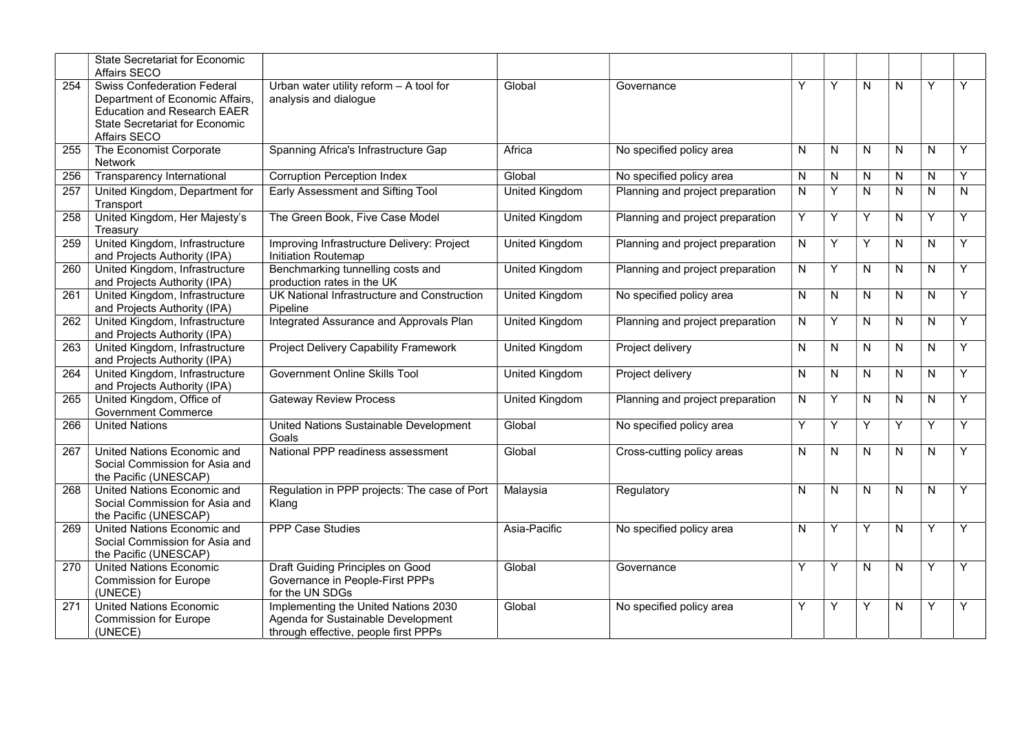| | | | | | | | | | | |
|---|---|---|---|---|---|---|---|---|---|---|
| | State Secretariat for Economic Affairs SECO | | | | | | | | | |
| 254 | Swiss Confederation Federal Department of Economic Affairs, Education and Research EAER State Secretariat for Economic Affairs SECO | Urban water utility reform – A tool for analysis and dialogue | Global | Governance | Y | Y | N | N | Y | Y |
| 255 | The Economist Corporate Network | Spanning Africa's Infrastructure Gap | Africa | No specified policy area | N | N | N | N | N | Y |
| 256 | Transparency International | Corruption Perception Index | Global | No specified policy area | N | N | N | N | N | Y |
| 257 | United Kingdom, Department for Transport | Early Assessment and Sifting Tool | United Kingdom | Planning and project preparation | N | Y | N | N | N | N |
| 258 | United Kingdom, Her Majesty's Treasury | The Green Book, Five Case Model | United Kingdom | Planning and project preparation | Y | Y | Y | N | Y | Y |
| 259 | United Kingdom, Infrastructure and Projects Authority (IPA) | Improving Infrastructure Delivery: Project Initiation Routemap | United Kingdom | Planning and project preparation | N | Y | Y | N | N | Y |
| 260 | United Kingdom, Infrastructure and Projects Authority (IPA) | Benchmarking tunnelling costs and production rates in the UK | United Kingdom | Planning and project preparation | N | Y | N | N | N | Y |
| 261 | United Kingdom, Infrastructure and Projects Authority (IPA) | UK National Infrastructure and Construction Pipeline | United Kingdom | No specified policy area | N | N | N | N | N | Y |
| 262 | United Kingdom, Infrastructure and Projects Authority (IPA) | Integrated Assurance and Approvals Plan | United Kingdom | Planning and project preparation | N | Y | N | N | N | Y |
| 263 | United Kingdom, Infrastructure and Projects Authority (IPA) | Project Delivery Capability Framework | United Kingdom | Project delivery | N | N | N | N | N | Y |
| 264 | United Kingdom, Infrastructure and Projects Authority (IPA) | Government Online Skills Tool | United Kingdom | Project delivery | N | N | N | N | N | Y |
| 265 | United Kingdom, Office of Government Commerce | Gateway Review Process | United Kingdom | Planning and project preparation | N | Y | N | N | N | Y |
| 266 | United Nations | United Nations Sustainable Development Goals | Global | No specified policy area | Y | Y | Y | Y | Y | Y |
| 267 | United Nations Economic and Social Commission for Asia and the Pacific (UNESCAP) | National PPP readiness assessment | Global | Cross-cutting policy areas | N | N | N | N | N | Y |
| 268 | United Nations Economic and Social Commission for Asia and the Pacific (UNESCAP) | Regulation in PPP projects: The case of Port Klang | Malaysia | Regulatory | N | N | N | N | N | Y |
| 269 | United Nations Economic and Social Commission for Asia and the Pacific (UNESCAP) | PPP Case Studies | Asia-Pacific | No specified policy area | N | Y | Y | N | Y | Y |
| 270 | United Nations Economic Commission for Europe (UNECE) | Draft Guiding Principles on Good Governance in People-First PPPs for the UN SDGs | Global | Governance | Y | Y | N | N | Y | Y |
| 271 | United Nations Economic Commission for Europe (UNECE) | Implementing the United Nations 2030 Agenda for Sustainable Development through effective, people first PPPs | Global | No specified policy area | Y | Y | Y | N | Y | Y |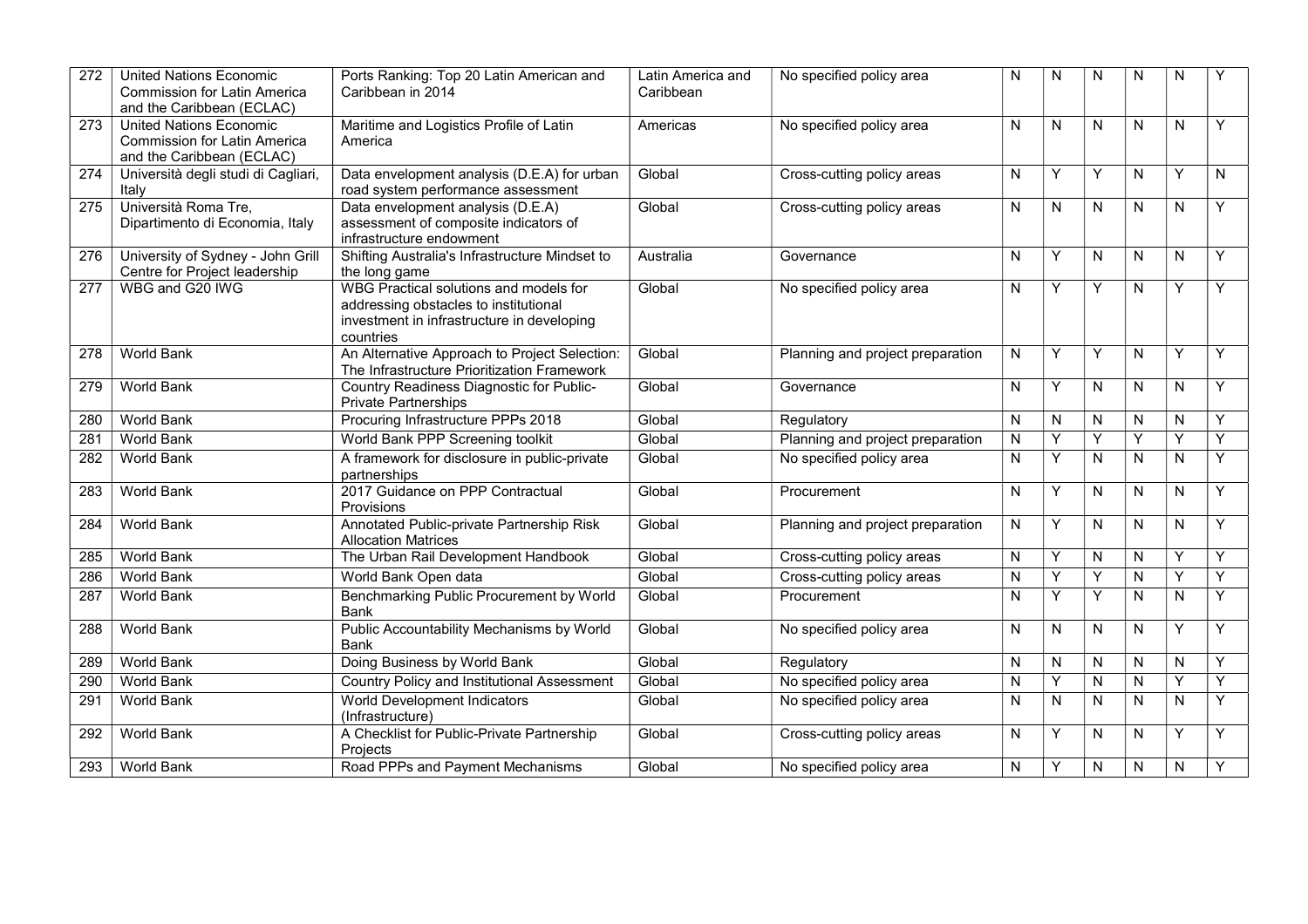| 272 | United Nations Economic Commission for Latin America and the Caribbean (ECLAC) | Ports Ranking: Top 20 Latin American and Caribbean in 2014 | Latin America and Caribbean | No specified policy area | N | N | N | N | N | Y |
|---|---|---|---|---|---|---|---|---|---|---|
| 273 | United Nations Economic Commission for Latin America and the Caribbean (ECLAC) | Maritime and Logistics Profile of Latin America | Americas | No specified policy area | N | N | N | N | N | Y |
| 274 | Università degli studi di Cagliari, Italy | Data envelopment analysis (D.E.A) for urban road system performance assessment | Global | Cross-cutting policy areas | N | Y | Y | N | Y | N |
| 275 | Università Roma Tre, Dipartimento di Economia, Italy | Data envelopment analysis (D.E.A) assessment of composite indicators of infrastructure endowment | Global | Cross-cutting policy areas | N | N | N | N | N | Y |
| 276 | University of Sydney - John Grill Centre for Project leadership | Shifting Australia's Infrastructure Mindset to the long game | Australia | Governance | N | Y | N | N | N | Y |
| 277 | WBG and G20 IWG | WBG Practical solutions and models for addressing obstacles to institutional investment in infrastructure in developing countries | Global | No specified policy area | N | Y | Y | N | Y | Y |
| 278 | World Bank | An Alternative Approach to Project Selection: The Infrastructure Prioritization Framework | Global | Planning and project preparation | N | Y | Y | N | Y | Y |
| 279 | World Bank | Country Readiness Diagnostic for Public-Private Partnerships | Global | Governance | N | Y | N | N | N | Y |
| 280 | World Bank | Procuring Infrastructure PPPs 2018 | Global | Regulatory | N | N | N | N | N | Y |
| 281 | World Bank | World Bank PPP Screening toolkit | Global | Planning and project preparation | N | Y | Y | Y | Y | Y |
| 282 | World Bank | A framework for disclosure in public-private partnerships | Global | No specified policy area | N | Y | N | N | N | Y |
| 283 | World Bank | 2017 Guidance on PPP Contractual Provisions | Global | Procurement | N | Y | N | N | N | Y |
| 284 | World Bank | Annotated Public-private Partnership Risk Allocation Matrices | Global | Planning and project preparation | N | Y | N | N | N | Y |
| 285 | World Bank | The Urban Rail Development Handbook | Global | Cross-cutting policy areas | N | Y | N | N | Y | Y |
| 286 | World Bank | World Bank Open data | Global | Cross-cutting policy areas | N | Y | Y | N | Y | Y |
| 287 | World Bank | Benchmarking Public Procurement by World Bank | Global | Procurement | N | Y | Y | N | N | Y |
| 288 | World Bank | Public Accountability Mechanisms by World Bank | Global | No specified policy area | N | N | N | N | Y | Y |
| 289 | World Bank | Doing Business by World Bank | Global | Regulatory | N | N | N | N | N | Y |
| 290 | World Bank | Country Policy and Institutional Assessment | Global | No specified policy area | N | Y | N | N | Y | Y |
| 291 | World Bank | World Development Indicators (Infrastructure) | Global | No specified policy area | N | N | N | N | N | Y |
| 292 | World Bank | A Checklist for Public-Private Partnership Projects | Global | Cross-cutting policy areas | N | Y | N | N | Y | Y |
| 293 | World Bank | Road PPPs and Payment Mechanisms | Global | No specified policy area | N | Y | N | N | N | Y |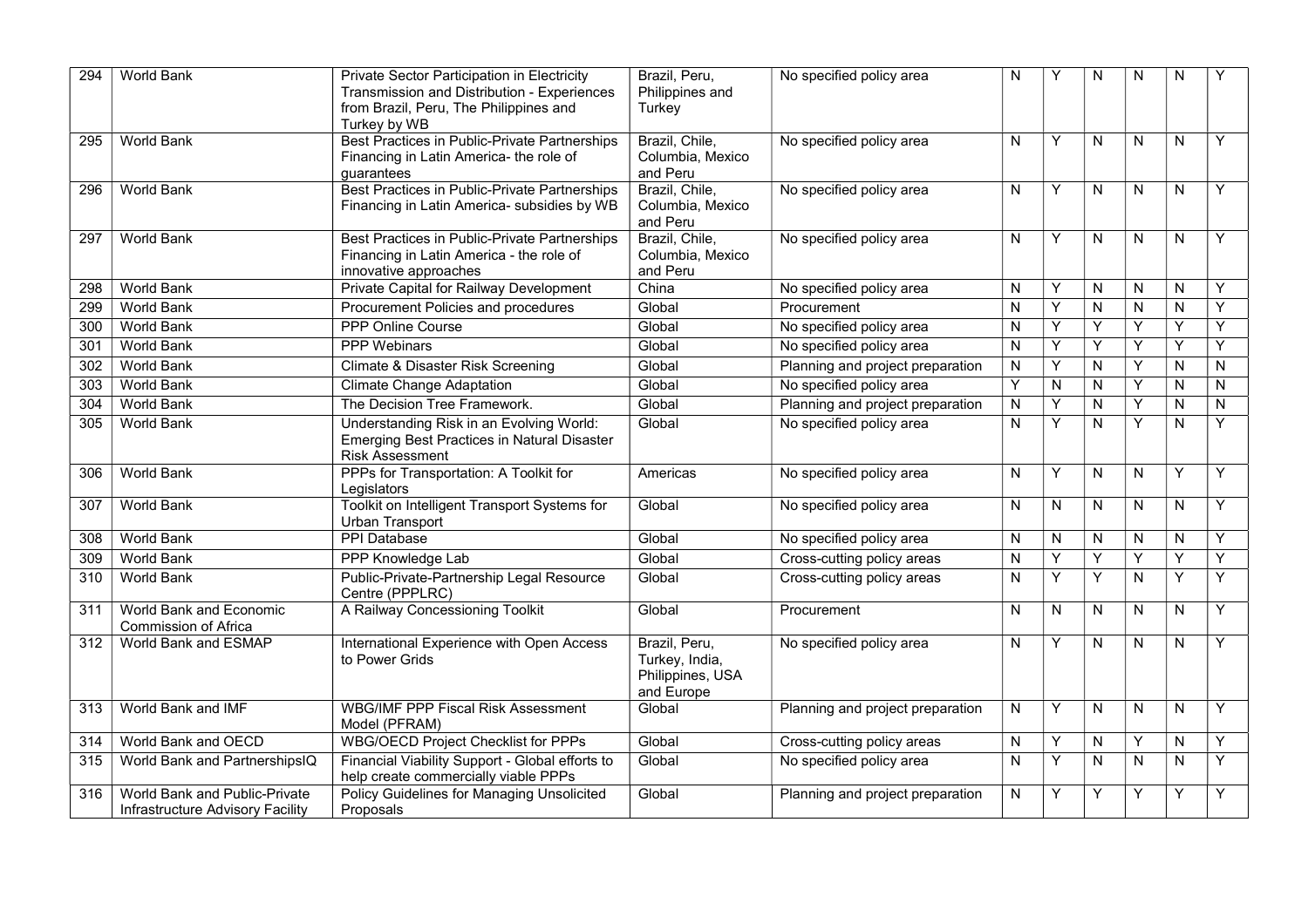| 294 | World Bank | Private Sector Participation in Electricity Transmission and Distribution - Experiences from Brazil, Peru, The Philippines and Turkey by WB | Brazil, Peru, Philippines and Turkey | No specified policy area | N | Y | N | N | N | Y |
|---|---|---|---|---|---|---|---|---|---|---|
| 295 | World Bank | Best Practices in Public-Private Partnerships Financing in Latin America- the role of guarantees | Brazil, Chile, Columbia, Mexico and Peru | No specified policy area | N | Y | N | N | N | Y |
| 296 | World Bank | Best Practices in Public-Private Partnerships Financing in Latin America- subsidies by WB | Brazil, Chile, Columbia, Mexico and Peru | No specified policy area | N | Y | N | N | N | Y |
| 297 | World Bank | Best Practices in Public-Private Partnerships Financing in Latin America - the role of innovative approaches | Brazil, Chile, Columbia, Mexico and Peru | No specified policy area | N | Y | N | N | N | Y |
| 298 | World Bank | Private Capital for Railway Development | China | No specified policy area | N | Y | N | N | N | Y |
| 299 | World Bank | Procurement Policies and procedures | Global | Procurement | N | Y | N | N | N | Y |
| 300 | World Bank | PPP Online Course | Global | No specified policy area | N | Y | Y | Y | Y | Y |
| 301 | World Bank | PPP Webinars | Global | No specified policy area | N | Y | Y | Y | Y | Y |
| 302 | World Bank | Climate & Disaster Risk Screening | Global | Planning and project preparation | N | Y | N | Y | N | N |
| 303 | World Bank | Climate Change Adaptation | Global | No specified policy area | Y | N | N | Y | N | N |
| 304 | World Bank | The Decision Tree Framework. | Global | Planning and project preparation | N | Y | N | Y | N | N |
| 305 | World Bank | Understanding Risk in an Evolving World: Emerging Best Practices in Natural Disaster Risk Assessment | Global | No specified policy area | N | Y | N | Y | N | Y |
| 306 | World Bank | PPPs for Transportation: A Toolkit for Legislators | Americas | No specified policy area | N | Y | N | N | Y | Y |
| 307 | World Bank | Toolkit on Intelligent Transport Systems for Urban Transport | Global | No specified policy area | N | N | N | N | N | Y |
| 308 | World Bank | PPI Database | Global | No specified policy area | N | N | N | N | N | Y |
| 309 | World Bank | PPP Knowledge Lab | Global | Cross-cutting policy areas | N | Y | Y | Y | Y | Y |
| 310 | World Bank | Public-Private-Partnership Legal Resource Centre (PPPLRC) | Global | Cross-cutting policy areas | N | Y | Y | N | Y | Y |
| 311 | World Bank and Economic Commission of Africa | A Railway Concessioning Toolkit | Global | Procurement | N | N | N | N | N | Y |
| 312 | World Bank and ESMAP | International Experience with Open Access to Power Grids | Brazil, Peru, Turkey, India, Philippines, USA and Europe | No specified policy area | N | Y | N | N | N | Y |
| 313 | World Bank and IMF | WBG/IMF PPP Fiscal Risk Assessment Model (PFRAM) | Global | Planning and project preparation | N | Y | N | N | N | Y |
| 314 | World Bank and OECD | WBG/OECD Project Checklist for PPPs | Global | Cross-cutting policy areas | N | Y | N | Y | N | Y |
| 315 | World Bank and PartnershipsIQ | Financial Viability Support - Global efforts to help create commercially viable PPPs | Global | No specified policy area | N | Y | N | N | N | Y |
| 316 | World Bank and Public-Private Infrastructure Advisory Facility | Policy Guidelines for Managing Unsolicited Proposals | Global | Planning and project preparation | N | Y | Y | Y | Y | Y |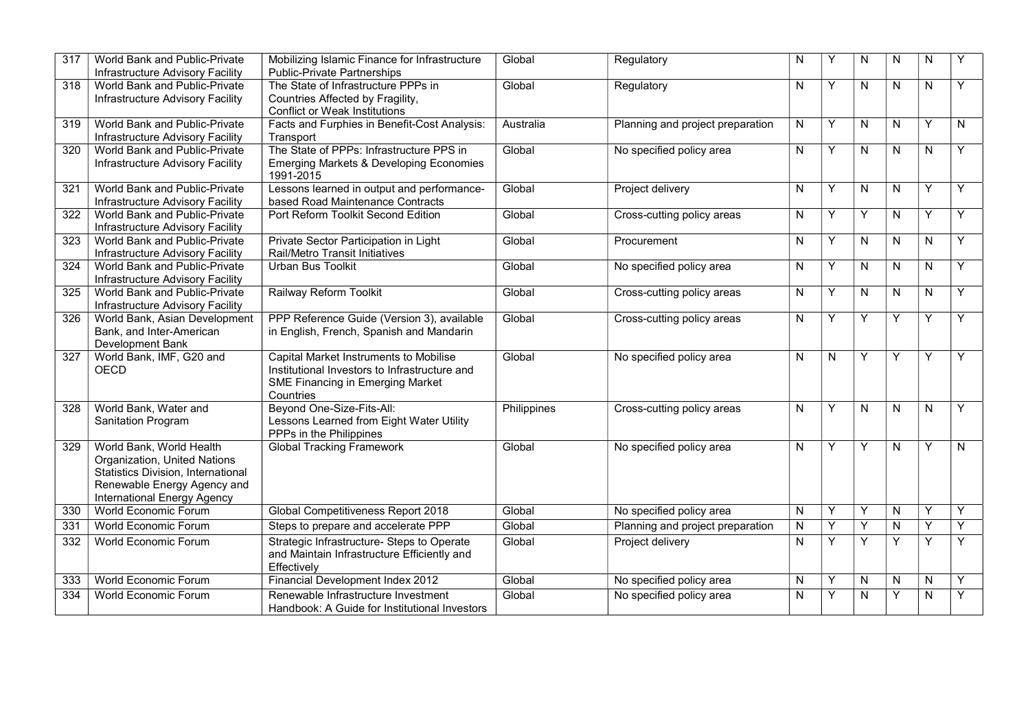| 317 | World Bank and Public-Private Infrastructure Advisory Facility | Mobilizing Islamic Finance for Infrastructure Public-Private Partnerships | Global | Regulatory | N | Y | N | N | N | Y |
|---|---|---|---|---|---|---|---|---|---|---|
| 318 | World Bank and Public-Private Infrastructure Advisory Facility | The State of Infrastructure PPPs in Countries Affected by Fragility, Conflict or Weak Institutions | Global | Regulatory | N | Y | N | N | N | Y |
| 319 | World Bank and Public-Private Infrastructure Advisory Facility | Facts and Furphies in Benefit-Cost Analysis: Transport | Australia | Planning and project preparation | N | Y | N | N | Y | N |
| 320 | World Bank and Public-Private Infrastructure Advisory Facility | The State of PPPs: Infrastructure PPS in Emerging Markets & Developing Economies 1991-2015 | Global | No specified policy area | N | Y | N | N | N | Y |
| 321 | World Bank and Public-Private Infrastructure Advisory Facility | Lessons learned in output and performance-based Road Maintenance Contracts | Global | Project delivery | N | Y | N | N | Y | Y |
| 322 | World Bank and Public-Private Infrastructure Advisory Facility | Port Reform Toolkit Second Edition | Global | Cross-cutting policy areas | N | Y | Y | N | Y | Y |
| 323 | World Bank and Public-Private Infrastructure Advisory Facility | Private Sector Participation in Light Rail/Metro Transit Initiatives | Global | Procurement | N | Y | N | N | N | Y |
| 324 | World Bank and Public-Private Infrastructure Advisory Facility | Urban Bus Toolkit | Global | No specified policy area | N | Y | N | N | N | Y |
| 325 | World Bank and Public-Private Infrastructure Advisory Facility | Railway Reform Toolkit | Global | Cross-cutting policy areas | N | Y | N | N | N | Y |
| 326 | World Bank, Asian Development Bank, and Inter-American Development Bank | PPP Reference Guide (Version 3), available in English, French, Spanish and Mandarin | Global | Cross-cutting policy areas | N | Y | Y | Y | Y | Y |
| 327 | World Bank, IMF, G20 and OECD | Capital Market Instruments to Mobilise Institutional Investors to Infrastructure and SME Financing in Emerging Market Countries | Global | No specified policy area | N | N | Y | Y | Y | Y |
| 328 | World Bank, Water and Sanitation Program | Beyond One-Size-Fits-All: Lessons Learned from Eight Water Utility PPPs in the Philippines | Philippines | Cross-cutting policy areas | N | Y | N | N | N | Y |
| 329 | World Bank, World Health Organization, United Nations Statistics Division, International Renewable Energy Agency and International Energy Agency | Global Tracking Framework | Global | No specified policy area | N | Y | Y | N | Y | N |
| 330 | World Economic Forum | Global Competitiveness Report 2018 | Global | No specified policy area | N | Y | Y | N | Y | Y |
| 331 | World Economic Forum | Steps to prepare and accelerate PPP | Global | Planning and project preparation | N | Y | Y | N | Y | Y |
| 332 | World Economic Forum | Strategic Infrastructure- Steps to Operate and Maintain Infrastructure Efficiently and Effectively | Global | Project delivery | N | Y | Y | Y | Y | Y |
| 333 | World Economic Forum | Financial Development Index 2012 | Global | No specified policy area | N | Y | N | N | N | Y |
| 334 | World Economic Forum | Renewable Infrastructure Investment Handbook: A Guide for Institutional Investors | Global | No specified policy area | N | Y | N | Y | N | Y |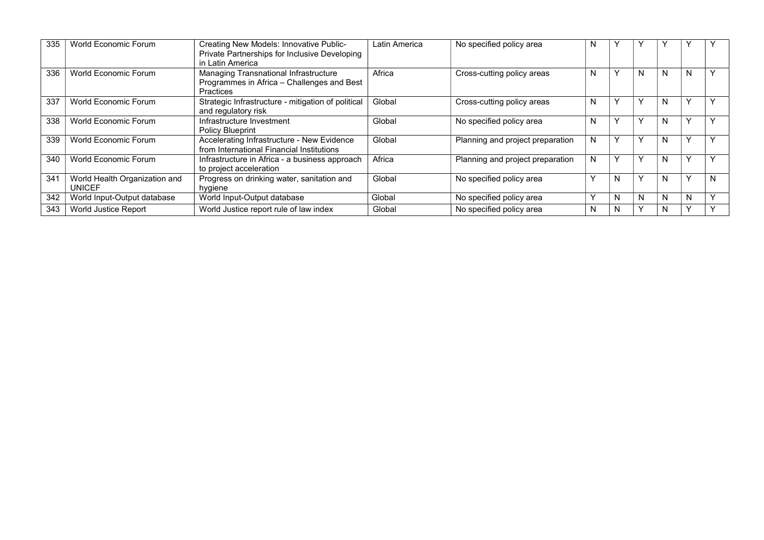| | | | | | | | | | | |
|---|---|---|---|---|---|---|---|---|---|---|
| 335 | World Economic Forum | Creating New Models: Innovative Public-Private Partnerships for Inclusive Developing in Latin America | Latin America | No specified policy area | N | Y | Y | Y | Y | Y |
| 336 | World Economic Forum | Managing Transnational Infrastructure Programmes in Africa – Challenges and Best Practices | Africa | Cross-cutting policy areas | N | Y | N | N | N | Y |
| 337 | World Economic Forum | Strategic Infrastructure - mitigation of political and regulatory risk | Global | Cross-cutting policy areas | N | Y | Y | N | Y | Y |
| 338 | World Economic Forum | Infrastructure Investment Policy Blueprint | Global | No specified policy area | N | Y | Y | N | Y | Y |
| 339 | World Economic Forum | Accelerating Infrastructure - New Evidence from International Financial Institutions | Global | Planning and project preparation | N | Y | Y | N | Y | Y |
| 340 | World Economic Forum | Infrastructure in Africa - a business approach to project acceleration | Africa | Planning and project preparation | N | Y | Y | N | Y | Y |
| 341 | World Health Organization and UNICEF | Progress on drinking water, sanitation and hygiene | Global | No specified policy area | Y | N | Y | N | Y | N |
| 342 | World Input-Output database | World Input-Output database | Global | No specified policy area | Y | N | N | N | N | Y |
| 343 | World Justice Report | World Justice report rule of law index | Global | No specified policy area | N | N | Y | N | Y | Y |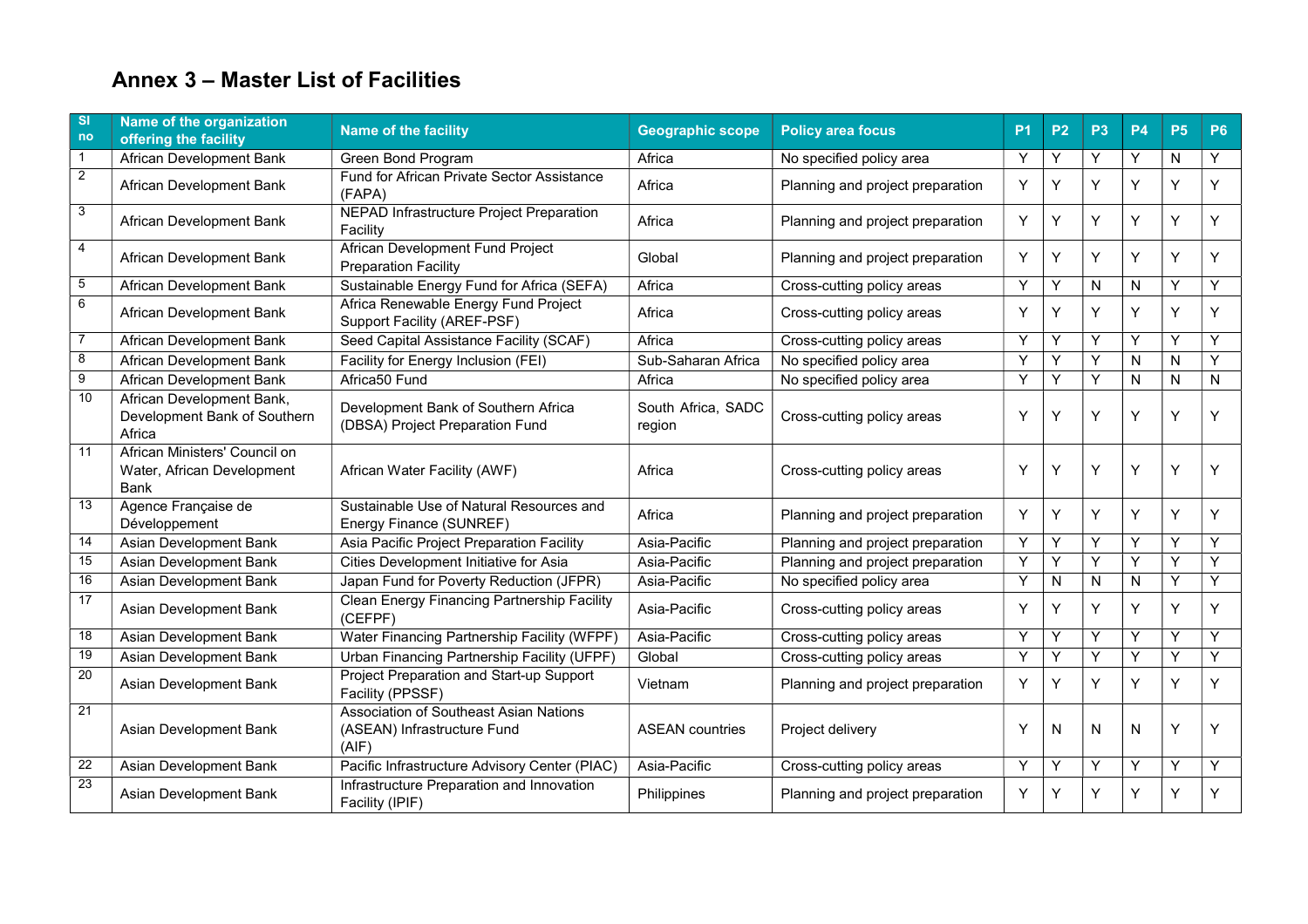# Annex 3 – Master List of Facilities

| Sl no | Name of the organization offering the facility | Name of the facility | Geographic scope | Policy area focus | P1 | P2 | P3 | P4 | P5 | P6 |
|---|---|---|---|---|---|---|---|---|---|---|
| 1 | African Development Bank | Green Bond Program | Africa | No specified policy area | Y | Y | Y | Y | N | Y |
| 2 | African Development Bank | Fund for African Private Sector Assistance (FAPA) | Africa | Planning and project preparation | Y | Y | Y | Y | Y | Y |
| 3 | African Development Bank | NEPAD Infrastructure Project Preparation Facility | Africa | Planning and project preparation | Y | Y | Y | Y | Y | Y |
| 4 | African Development Bank | African Development Fund Project Preparation Facility | Global | Planning and project preparation | Y | Y | Y | Y | Y | Y |
| 5 | African Development Bank | Sustainable Energy Fund for Africa (SEFA) | Africa | Cross-cutting policy areas | Y | Y | N | N | Y | Y |
| 6 | African Development Bank | Africa Renewable Energy Fund Project Support Facility (AREF-PSF) | Africa | Cross-cutting policy areas | Y | Y | Y | Y | Y | Y |
| 7 | African Development Bank | Seed Capital Assistance Facility (SCAF) | Africa | Cross-cutting policy areas | Y | Y | Y | Y | Y | Y |
| 8 | African Development Bank | Facility for Energy Inclusion (FEI) | Sub-Saharan Africa | No specified policy area | Y | Y | Y | N | N | Y |
| 9 | African Development Bank | Africa50 Fund | Africa | No specified policy area | Y | Y | Y | N | N | N |
| 10 | African Development Bank, Development Bank of Southern Africa | Development Bank of Southern Africa (DBSA) Project Preparation Fund | South Africa, SADC region | Cross-cutting policy areas | Y | Y | Y | Y | Y | Y |
| 11 | African Ministers' Council on Water, African Development Bank | African Water Facility (AWF) | Africa | Cross-cutting policy areas | Y | Y | Y | Y | Y | Y |
| 13 | Agence Française de Développement | Sustainable Use of Natural Resources and Energy Finance (SUNREF) | Africa | Planning and project preparation | Y | Y | Y | Y | Y | Y |
| 14 | Asian Development Bank | Asia Pacific Project Preparation Facility | Asia-Pacific | Planning and project preparation | Y | Y | Y | Y | Y | Y |
| 15 | Asian Development Bank | Cities Development Initiative for Asia | Asia-Pacific | Planning and project preparation | Y | Y | Y | Y | Y | Y |
| 16 | Asian Development Bank | Japan Fund for Poverty Reduction (JFPR) | Asia-Pacific | No specified policy area | Y | N | N | N | Y | Y |
| 17 | Asian Development Bank | Clean Energy Financing Partnership Facility (CEFPF) | Asia-Pacific | Cross-cutting policy areas | Y | Y | Y | Y | Y | Y |
| 18 | Asian Development Bank | Water Financing Partnership Facility (WFPF) | Asia-Pacific | Cross-cutting policy areas | Y | Y | Y | Y | Y | Y |
| 19 | Asian Development Bank | Urban Financing Partnership Facility (UFPF) | Global | Cross-cutting policy areas | Y | Y | Y | Y | Y | Y |
| 20 | Asian Development Bank | Project Preparation and Start-up Support Facility (PPSSF) | Vietnam | Planning and project preparation | Y | Y | Y | Y | Y | Y |
| 21 | Asian Development Bank | Association of Southeast Asian Nations (ASEAN) Infrastructure Fund (AIF) | ASEAN countries | Project delivery | Y | N | N | N | Y | Y |
| 22 | Asian Development Bank | Pacific Infrastructure Advisory Center (PIAC) | Asia-Pacific | Cross-cutting policy areas | Y | Y | Y | Y | Y | Y |
| 23 | Asian Development Bank | Infrastructure Preparation and Innovation Facility (IPIF) | Philippines | Planning and project preparation | Y | Y | Y | Y | Y | Y |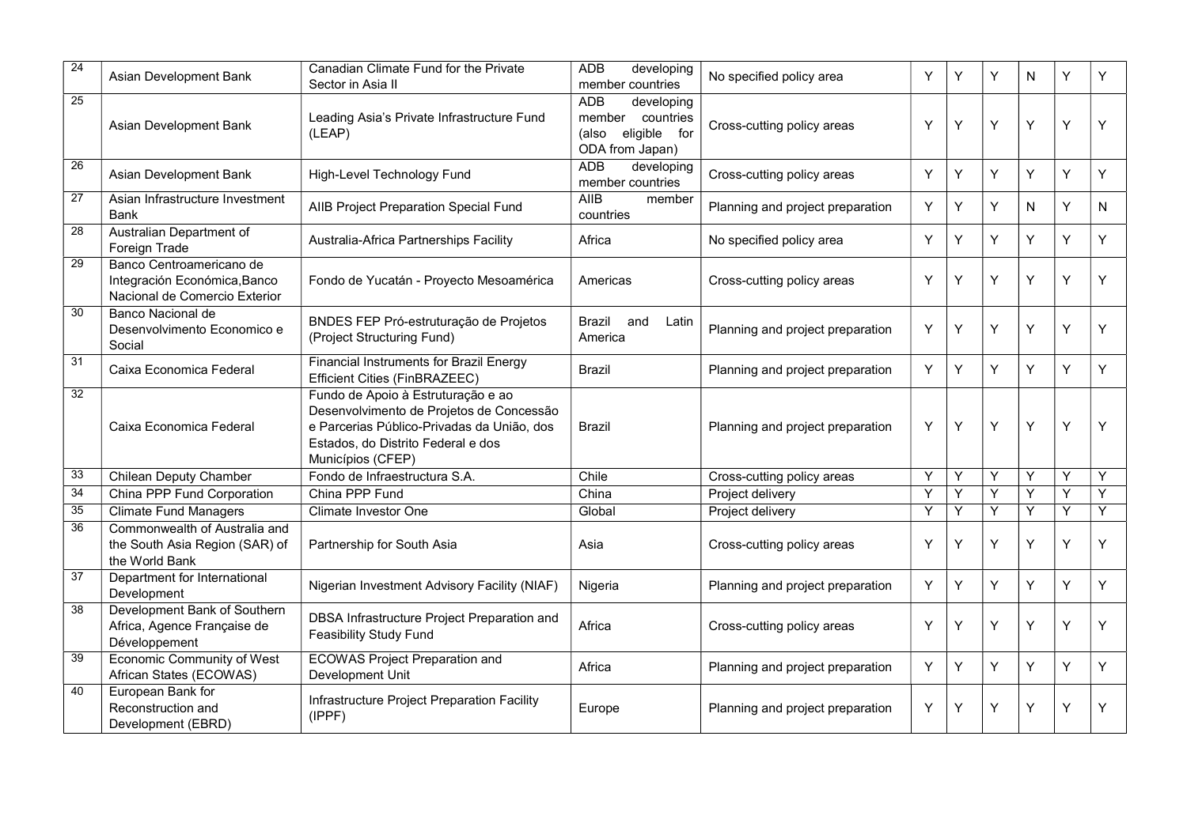| | | | | | | | | | | |
|---|---|---|---|---|---|---|---|---|---|---|
| 24 | Asian Development Bank | Canadian Climate Fund for the Private Sector in Asia II | ADB developing member countries | No specified policy area | Y | Y | Y | N | Y | Y |
| 25 | Asian Development Bank | Leading Asia's Private Infrastructure Fund (LEAP) | ADB developing member countries (also eligible for ODA from Japan) | Cross-cutting policy areas | Y | Y | Y | Y | Y | Y |
| 26 | Asian Development Bank | High-Level Technology Fund | ADB developing member countries | Cross-cutting policy areas | Y | Y | Y | Y | Y | Y |
| 27 | Asian Infrastructure Investment Bank | AIIB Project Preparation Special Fund | AIIB member countries | Planning and project preparation | Y | Y | Y | N | Y | N |
| 28 | Australian Department of Foreign Trade | Australia-Africa Partnerships Facility | Africa | No specified policy area | Y | Y | Y | Y | Y | Y |
| 29 | Banco Centroamericano de Integración Económica,Banco Nacional de Comercio Exterior | Fondo de Yucatán - Proyecto Mesoamérica | Americas | Cross-cutting policy areas | Y | Y | Y | Y | Y | Y |
| 30 | Banco Nacional de Desenvolvimento Economico e Social | BNDES FEP Pró-estruturação de Projetos (Project Structuring Fund) | Brazil and Latin America | Planning and project preparation | Y | Y | Y | Y | Y | Y |
| 31 | Caixa Economica Federal | Financial Instruments for Brazil Energy Efficient Cities (FinBRAZEEC) | Brazil | Planning and project preparation | Y | Y | Y | Y | Y | Y |
| 32 | Caixa Economica Federal | Fundo de Apoio à Estruturação e ao Desenvolvimento de Projetos de Concessão e Parcerias Público-Privadas da União, dos Estados, do Distrito Federal e dos Municípios (CFEP) | Brazil | Planning and project preparation | Y | Y | Y | Y | Y | Y |
| 33 | Chilean Deputy Chamber | Fondo de Infraestructura S.A. | Chile | Cross-cutting policy areas | Y | Y | Y | Y | Y | Y |
| 34 | China PPP Fund Corporation | China PPP Fund | China | Project delivery | Y | Y | Y | Y | Y | Y |
| 35 | Climate Fund Managers | Climate Investor One | Global | Project delivery | Y | Y | Y | Y | Y | Y |
| 36 | Commonwealth of Australia and the South Asia Region (SAR) of the World Bank | Partnership for South Asia | Asia | Cross-cutting policy areas | Y | Y | Y | Y | Y | Y |
| 37 | Department for International Development | Nigerian Investment Advisory Facility (NIAF) | Nigeria | Planning and project preparation | Y | Y | Y | Y | Y | Y |
| 38 | Development Bank of Southern Africa, Agence Française de Développement | DBSA Infrastructure Project Preparation and Feasibility Study Fund | Africa | Cross-cutting policy areas | Y | Y | Y | Y | Y | Y |
| 39 | Economic Community of West African States (ECOWAS) | ECOWAS Project Preparation and Development Unit | Africa | Planning and project preparation | Y | Y | Y | Y | Y | Y |
| 40 | European Bank for Reconstruction and Development (EBRD) | Infrastructure Project Preparation Facility (IPPF) | Europe | Planning and project preparation | Y | Y | Y | Y | Y | Y |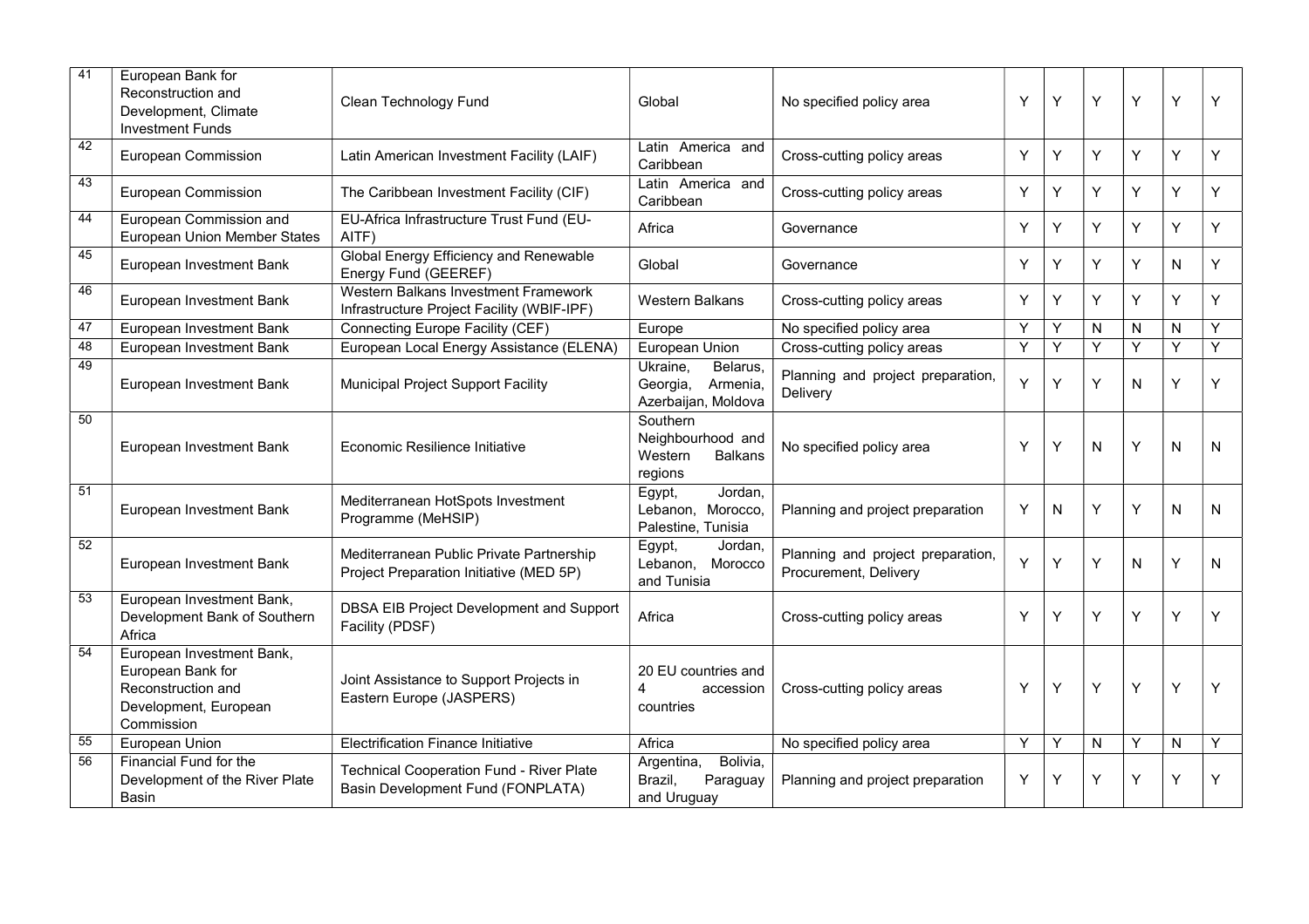| 41 | European Bank for Reconstruction and Development, Climate Investment Funds | Clean Technology Fund | Global | No specified policy area | Y | Y | Y | Y | Y | Y |
|---|---|---|---|---|---|---|---|---|---|---|
| 42 | European Commission | Latin American Investment Facility (LAIF) | Latin America and Caribbean | Cross-cutting policy areas | Y | Y | Y | Y | Y | Y |
| 43 | European Commission | The Caribbean Investment Facility (CIF) | Latin America and Caribbean | Cross-cutting policy areas | Y | Y | Y | Y | Y | Y |
| 44 | European Commission and European Union Member States | EU-Africa Infrastructure Trust Fund (EU-AITF) | Africa | Governance | Y | Y | Y | Y | Y | Y |
| 45 | European Investment Bank | Global Energy Efficiency and Renewable Energy Fund (GEEREF) | Global | Governance | Y | Y | Y | Y | N | Y |
| 46 | European Investment Bank | Western Balkans Investment Framework Infrastructure Project Facility (WBIF-IPF) | Western Balkans | Cross-cutting policy areas | Y | Y | Y | Y | Y | Y |
| 47 | European Investment Bank | Connecting Europe Facility (CEF) | Europe | No specified policy area | Y | Y | N | N | N | Y |
| 48 | European Investment Bank | European Local Energy Assistance (ELENA) | European Union | Cross-cutting policy areas | Y | Y | Y | Y | Y | Y |
| 49 | European Investment Bank | Municipal Project Support Facility | Ukraine, Belarus, Georgia, Armenia, Azerbaijan, Moldova | Planning and project preparation, Delivery | Y | Y | Y | N | Y | Y |
| 50 | European Investment Bank | Economic Resilience Initiative | Southern Neighbourhood and Western Balkans regions | No specified policy area | Y | Y | N | Y | N | N |
| 51 | European Investment Bank | Mediterranean HotSpots Investment Programme (MeHSIP) | Egypt, Jordan, Lebanon, Morocco, Palestine, Tunisia | Planning and project preparation | Y | N | Y | Y | N | N |
| 52 | European Investment Bank | Mediterranean Public Private Partnership Project Preparation Initiative (MED 5P) | Egypt, Jordan, Lebanon, Morocco and Tunisia | Planning and project preparation, Procurement, Delivery | Y | Y | Y | N | Y | N |
| 53 | European Investment Bank, Development Bank of Southern Africa | DBSA EIB Project Development and Support Facility (PDSF) | Africa | Cross-cutting policy areas | Y | Y | Y | Y | Y | Y |
| 54 | European Investment Bank, European Bank for Reconstruction and Development, European Commission | Joint Assistance to Support Projects in Eastern Europe (JASPERS) | 20 EU countries and 4 accession countries | Cross-cutting policy areas | Y | Y | Y | Y | Y | Y |
| 55 | European Union | Electrification Finance Initiative | Africa | No specified policy area | Y | Y | N | Y | N | Y |
| 56 | Financial Fund for the Development of the River Plate Basin | Technical Cooperation Fund - River Plate Basin Development Fund (FONPLATA) | Argentina, Bolivia, Brazil, Paraguay and Uruguay | Planning and project preparation | Y | Y | Y | Y | Y | Y |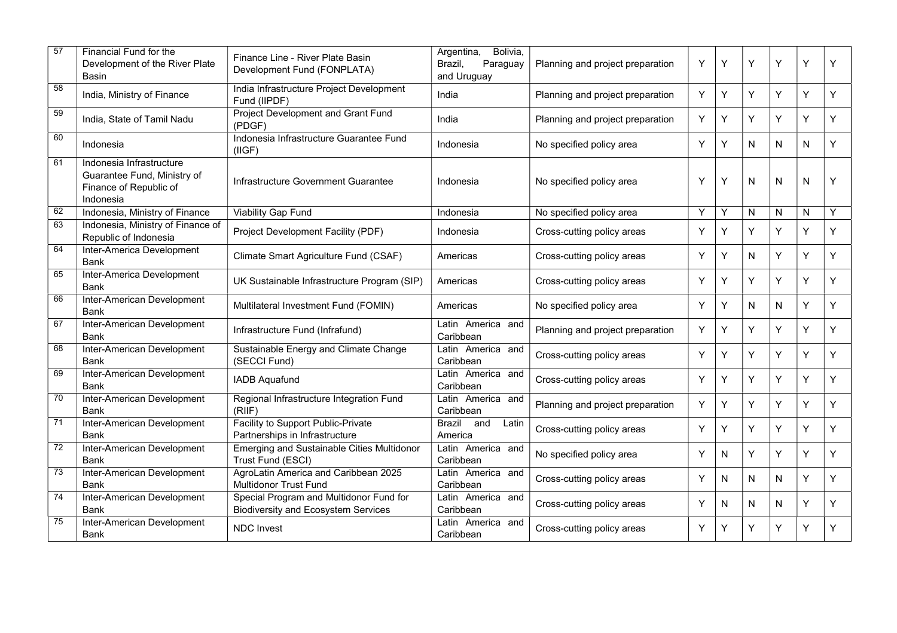| 57 | Financial Fund for the Development of the River Plate Basin | Finance Line - River Plate Basin Development Fund (FONPLATA) | Argentina, Bolivia, Brazil, Paraguay and Uruguay | Planning and project preparation | Y | Y | Y | Y | Y | Y |
|---|---|---|---|---|---|---|---|---|---|---|
| 58 | India, Ministry of Finance | India Infrastructure Project Development Fund (IIPDF) | India | Planning and project preparation | Y | Y | Y | Y | Y | Y |
| 59 | India, State of Tamil Nadu | Project Development and Grant Fund (PDGF) | India | Planning and project preparation | Y | Y | Y | Y | Y | Y |
| 60 | Indonesia | Indonesia Infrastructure Guarantee Fund (IIGF) | Indonesia | No specified policy area | Y | Y | N | N | N | Y |
| 61 | Indonesia Infrastructure Guarantee Fund, Ministry of Finance of Republic of Indonesia | Infrastructure Government Guarantee | Indonesia | No specified policy area | Y | Y | N | N | N | Y |
| 62 | Indonesia, Ministry of Finance | Viability Gap Fund | Indonesia | No specified policy area | Y | Y | N | N | N | Y |
| 63 | Indonesia, Ministry of Finance of Republic of Indonesia | Project Development Facility (PDF) | Indonesia | Cross-cutting policy areas | Y | Y | Y | Y | Y | Y |
| 64 | Inter-America Development Bank | Climate Smart Agriculture Fund (CSAF) | Americas | Cross-cutting policy areas | Y | Y | N | Y | Y | Y |
| 65 | Inter-America Development Bank | UK Sustainable Infrastructure Program (SIP) | Americas | Cross-cutting policy areas | Y | Y | Y | Y | Y | Y |
| 66 | Inter-American Development Bank | Multilateral Investment Fund (FOMIN) | Americas | No specified policy area | Y | Y | N | N | Y | Y |
| 67 | Inter-American Development Bank | Infrastructure Fund (Infrafund) | Latin America and Caribbean | Planning and project preparation | Y | Y | Y | Y | Y | Y |
| 68 | Inter-American Development Bank | Sustainable Energy and Climate Change (SECCI Fund) | Latin America and Caribbean | Cross-cutting policy areas | Y | Y | Y | Y | Y | Y |
| 69 | Inter-American Development Bank | IADB Aquafund | Latin America and Caribbean | Cross-cutting policy areas | Y | Y | Y | Y | Y | Y |
| 70 | Inter-American Development Bank | Regional Infrastructure Integration Fund (RIIF) | Latin America and Caribbean | Planning and project preparation | Y | Y | Y | Y | Y | Y |
| 71 | Inter-American Development Bank | Facility to Support Public-Private Partnerships in Infrastructure | Brazil and Latin America | Cross-cutting policy areas | Y | Y | Y | Y | Y | Y |
| 72 | Inter-American Development Bank | Emerging and Sustainable Cities Multidonor Trust Fund (ESCI) | Latin America and Caribbean | No specified policy area | Y | N | Y | Y | Y | Y |
| 73 | Inter-American Development Bank | AgroLatin America and Caribbean 2025 Multidonor Trust Fund | Latin America and Caribbean | Cross-cutting policy areas | Y | N | N | N | Y | Y |
| 74 | Inter-American Development Bank | Special Program and Multidonor Fund for Biodiversity and Ecosystem Services | Latin America and Caribbean | Cross-cutting policy areas | Y | N | N | N | Y | Y |
| 75 | Inter-American Development Bank | NDC Invest | Latin America and Caribbean | Cross-cutting policy areas | Y | Y | Y | Y | Y | Y |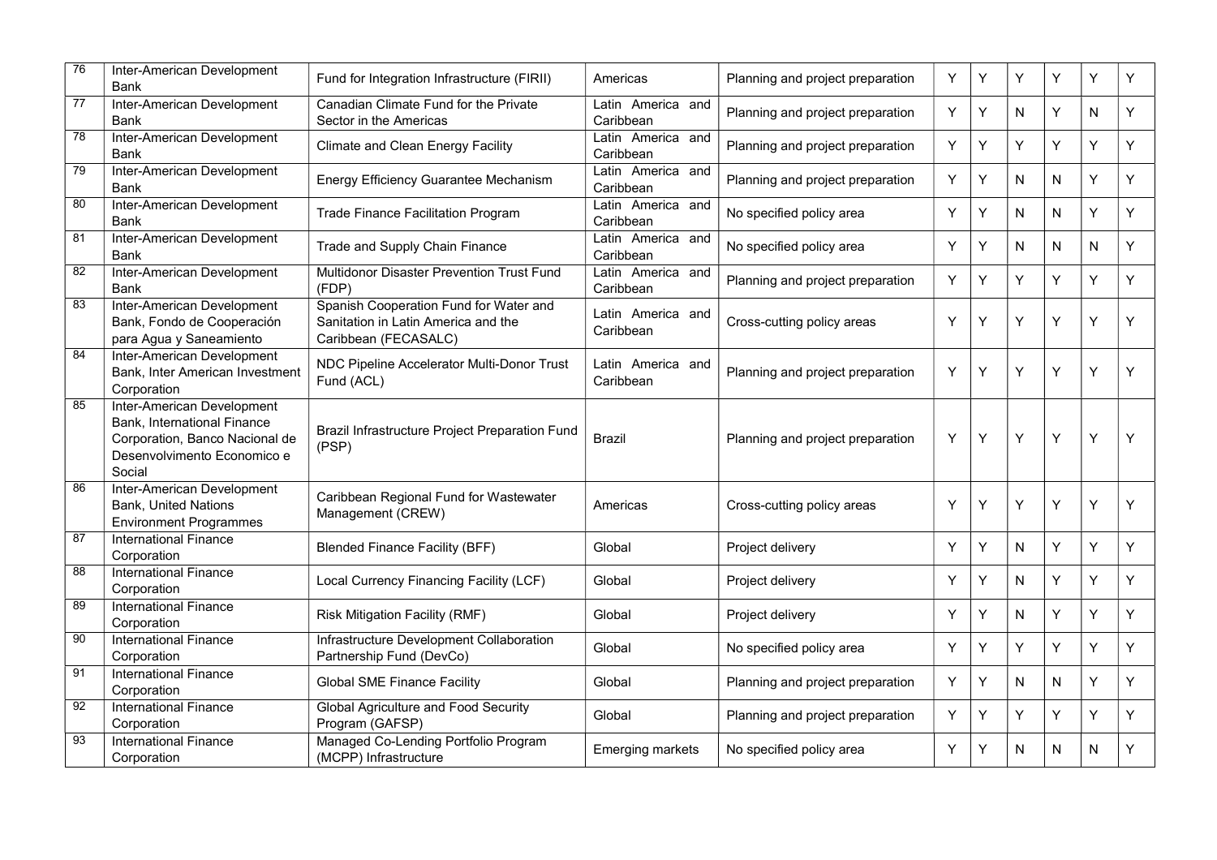| 76 | Inter-American Development Bank | Fund for Integration Infrastructure (FIRII) | Americas | Planning and project preparation | Y | Y | Y | Y | Y | Y |
|---|---|---|---|---|---|---|---|---|---|---|
| 77 | Inter-American Development Bank | Canadian Climate Fund for the Private Sector in the Americas | Latin America and Caribbean | Planning and project preparation | Y | Y | N | Y | N | Y |
| 78 | Inter-American Development Bank | Climate and Clean Energy Facility | Latin America and Caribbean | Planning and project preparation | Y | Y | Y | Y | Y | Y |
| 79 | Inter-American Development Bank | Energy Efficiency Guarantee Mechanism | Latin America and Caribbean | Planning and project preparation | Y | Y | N | N | Y | Y |
| 80 | Inter-American Development Bank | Trade Finance Facilitation Program | Latin America and Caribbean | No specified policy area | Y | Y | N | N | Y | Y |
| 81 | Inter-American Development Bank | Trade and Supply Chain Finance | Latin America and Caribbean | No specified policy area | Y | Y | N | N | N | Y |
| 82 | Inter-American Development Bank | Multidonor Disaster Prevention Trust Fund (FDP) | Latin America and Caribbean | Planning and project preparation | Y | Y | Y | Y | Y | Y |
| 83 | Inter-American Development Bank, Fondo de Cooperación para Agua y Saneamiento | Spanish Cooperation Fund for Water and Sanitation in Latin America and the Caribbean (FECASALC) | Latin America and Caribbean | Cross-cutting policy areas | Y | Y | Y | Y | Y | Y |
| 84 | Inter-American Development Bank, Inter American Investment Corporation | NDC Pipeline Accelerator Multi-Donor Trust Fund (ACL) | Latin America and Caribbean | Planning and project preparation | Y | Y | Y | Y | Y | Y |
| 85 | Inter-American Development Bank, International Finance Corporation, Banco Nacional de Desenvolvimento Economico e Social | Brazil Infrastructure Project Preparation Fund (PSP) | Brazil | Planning and project preparation | Y | Y | Y | Y | Y | Y |
| 86 | Inter-American Development Bank, United Nations Environment Programmes | Caribbean Regional Fund for Wastewater Management (CREW) | Americas | Cross-cutting policy areas | Y | Y | Y | Y | Y | Y |
| 87 | International Finance Corporation | Blended Finance Facility (BFF) | Global | Project delivery | Y | Y | N | Y | Y | Y |
| 88 | International Finance Corporation | Local Currency Financing Facility (LCF) | Global | Project delivery | Y | Y | N | Y | Y | Y |
| 89 | International Finance Corporation | Risk Mitigation Facility (RMF) | Global | Project delivery | Y | Y | N | Y | Y | Y |
| 90 | International Finance Corporation | Infrastructure Development Collaboration Partnership Fund (DevCo) | Global | No specified policy area | Y | Y | Y | Y | Y | Y |
| 91 | International Finance Corporation | Global SME Finance Facility | Global | Planning and project preparation | Y | Y | N | N | Y | Y |
| 92 | International Finance Corporation | Global Agriculture and Food Security Program (GAFSP) | Global | Planning and project preparation | Y | Y | Y | Y | Y | Y |
| 93 | International Finance Corporation | Managed Co-Lending Portfolio Program (MCPP) Infrastructure | Emerging markets | No specified policy area | Y | Y | N | N | N | Y |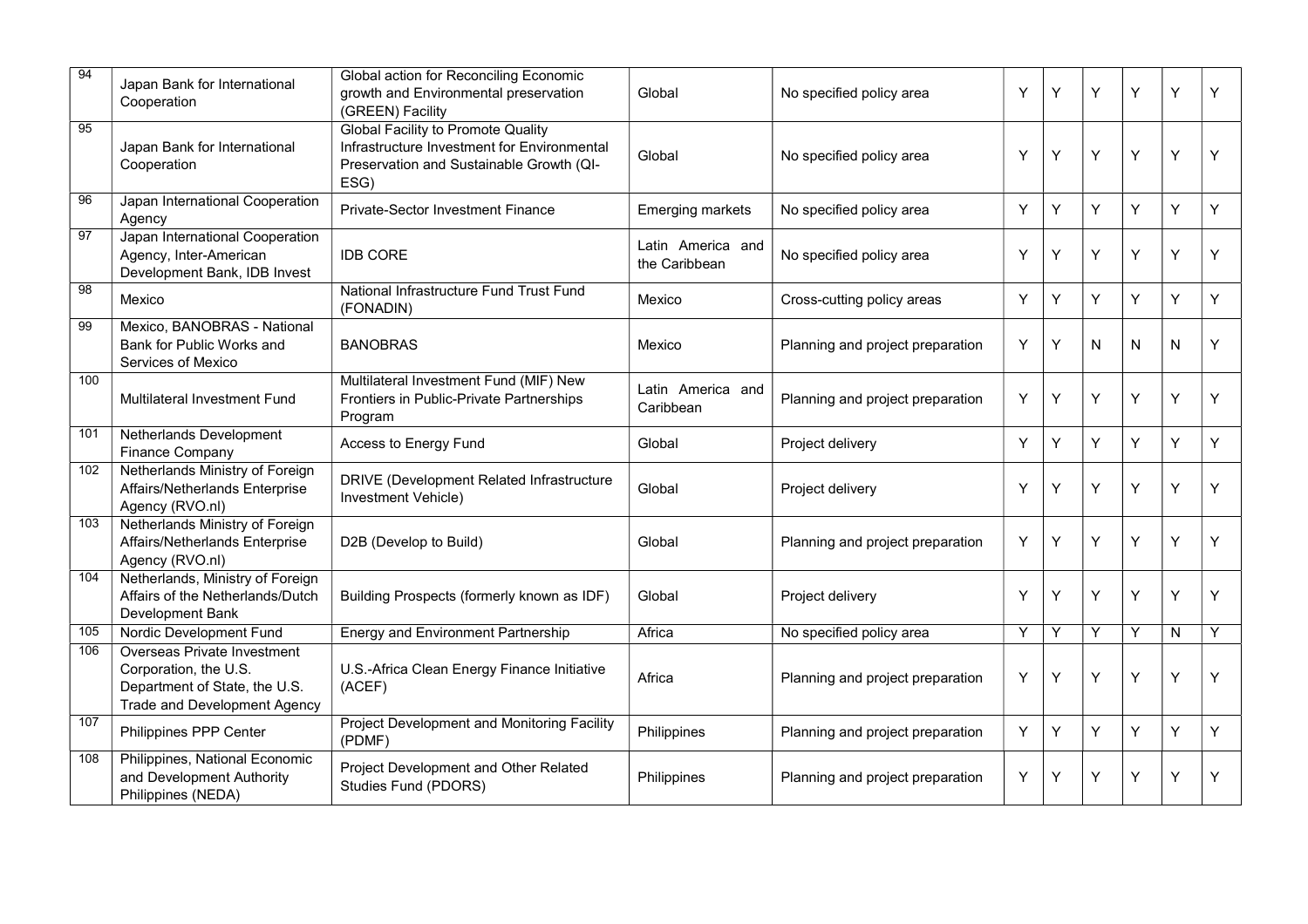| 94 | Japan Bank for International Cooperation | Global action for Reconciling Economic growth and Environmental preservation (GREEN) Facility | Global | No specified policy area | Y | Y | Y | Y | Y | Y |
|---|---|---|---|---|---|---|---|---|---|---|
| 95 | Japan Bank for International Cooperation | Global Facility to Promote Quality Infrastructure Investment for Environmental Preservation and Sustainable Growth (QI-ESG) | Global | No specified policy area | Y | Y | Y | Y | Y | Y |
| 96 | Japan International Cooperation Agency | Private-Sector Investment Finance | Emerging markets | No specified policy area | Y | Y | Y | Y | Y | Y |
| 97 | Japan International Cooperation Agency, Inter-American Development Bank, IDB Invest | IDB CORE | Latin America and the Caribbean | No specified policy area | Y | Y | Y | Y | Y | Y |
| 98 | Mexico | National Infrastructure Fund Trust Fund (FONADIN) | Mexico | Cross-cutting policy areas | Y | Y | Y | Y | Y | Y |
| 99 | Mexico, BANOBRAS - National Bank for Public Works and Services of Mexico | BANOBRAS | Mexico | Planning and project preparation | Y | Y | N | N | N | Y |
| 100 | Multilateral Investment Fund | Multilateral Investment Fund (MIF) New Frontiers in Public-Private Partnerships Program | Latin America and Caribbean | Planning and project preparation | Y | Y | Y | Y | Y | Y |
| 101 | Netherlands Development Finance Company | Access to Energy Fund | Global | Project delivery | Y | Y | Y | Y | Y | Y |
| 102 | Netherlands Ministry of Foreign Affairs/Netherlands Enterprise Agency (RVO.nl) | DRIVE (Development Related Infrastructure Investment Vehicle) | Global | Project delivery | Y | Y | Y | Y | Y | Y |
| 103 | Netherlands Ministry of Foreign Affairs/Netherlands Enterprise Agency (RVO.nl) | D2B (Develop to Build) | Global | Planning and project preparation | Y | Y | Y | Y | Y | Y |
| 104 | Netherlands, Ministry of Foreign Affairs of the Netherlands/Dutch Development Bank | Building Prospects (formerly known as IDF) | Global | Project delivery | Y | Y | Y | Y | Y | Y |
| 105 | Nordic Development Fund | Energy and Environment Partnership | Africa | No specified policy area | Y | Y | Y | Y | N | Y |
| 106 | Overseas Private Investment Corporation, the U.S. Department of State, the U.S. Trade and Development Agency | U.S.-Africa Clean Energy Finance Initiative (ACEF) | Africa | Planning and project preparation | Y | Y | Y | Y | Y | Y |
| 107 | Philippines PPP Center | Project Development and Monitoring Facility (PDMF) | Philippines | Planning and project preparation | Y | Y | Y | Y | Y | Y |
| 108 | Philippines, National Economic and Development Authority Philippines (NEDA) | Project Development and Other Related Studies Fund (PDORS) | Philippines | Planning and project preparation | Y | Y | Y | Y | Y | Y |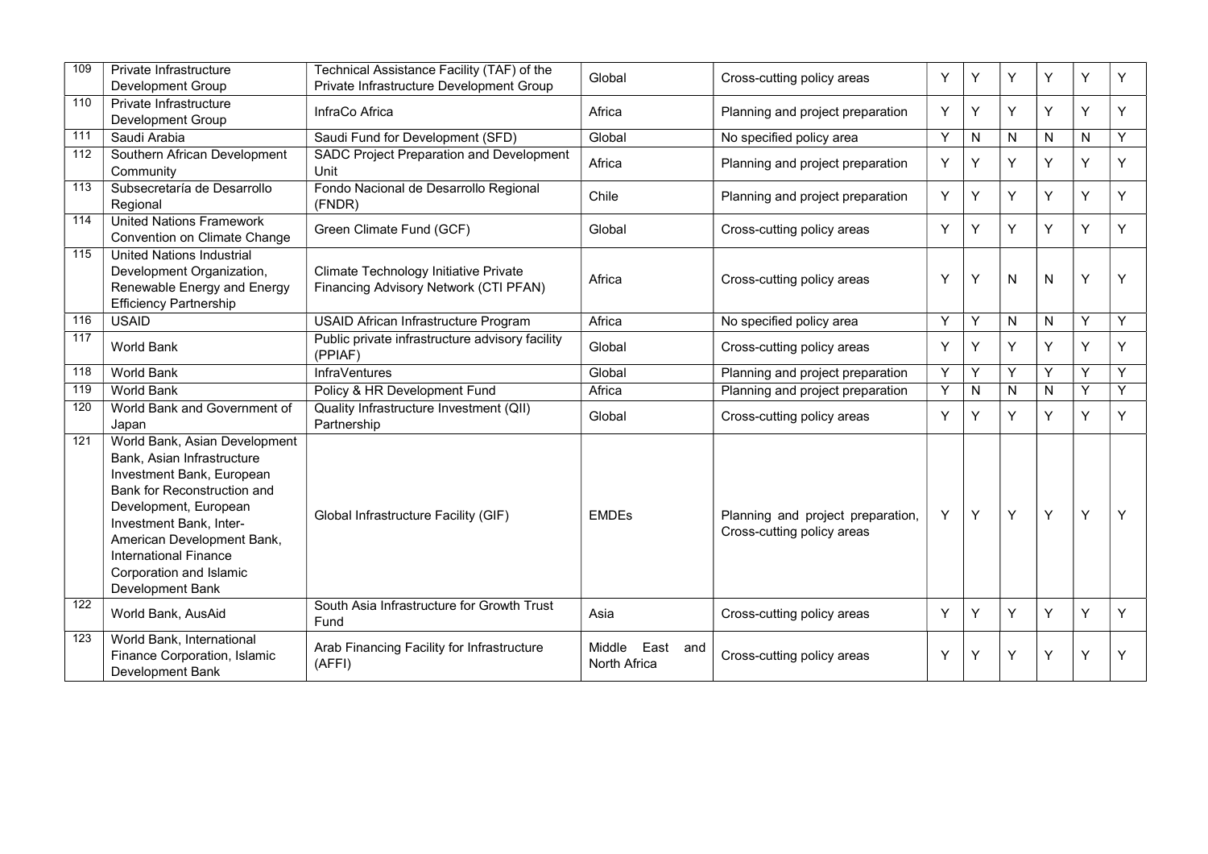| 109 | Private Infrastructure Development Group | Technical Assistance Facility (TAF) of the Private Infrastructure Development Group | Global | Cross-cutting policy areas | Y | Y | Y | Y | Y | Y |
|---|---|---|---|---|---|---|---|---|---|---|
| 110 | Private Infrastructure Development Group | InfraCo Africa | Africa | Planning and project preparation | Y | Y | Y | Y | Y | Y |
| 111 | Saudi Arabia | Saudi Fund for Development (SFD) | Global | No specified policy area | Y | N | N | N | N | Y |
| 112 | Southern African Development Community | SADC Project Preparation and Development Unit | Africa | Planning and project preparation | Y | Y | Y | Y | Y | Y |
| 113 | Subsecretaría de Desarrollo Regional | Fondo Nacional de Desarrollo Regional (FNDR) | Chile | Planning and project preparation | Y | Y | Y | Y | Y | Y |
| 114 | United Nations Framework Convention on Climate Change | Green Climate Fund (GCF) | Global | Cross-cutting policy areas | Y | Y | Y | Y | Y | Y |
| 115 | United Nations Industrial Development Organization, Renewable Energy and Energy Efficiency Partnership | Climate Technology Initiative Private Financing Advisory Network (CTI PFAN) | Africa | Cross-cutting policy areas | Y | Y | N | N | Y | Y |
| 116 | USAID | USAID African Infrastructure Program | Africa | No specified policy area | Y | Y | N | N | Y | Y |
| 117 | World Bank | Public private infrastructure advisory facility (PPIAF) | Global | Cross-cutting policy areas | Y | Y | Y | Y | Y | Y |
| 118 | World Bank | InfraVentures | Global | Planning and project preparation | Y | Y | Y | Y | Y | Y |
| 119 | World Bank | Policy & HR Development Fund | Africa | Planning and project preparation | Y | N | N | N | Y | Y |
| 120 | World Bank and Government of Japan | Quality Infrastructure Investment (QII) Partnership | Global | Cross-cutting policy areas | Y | Y | Y | Y | Y | Y |
| 121 | World Bank, Asian Development Bank, Asian Infrastructure Investment Bank, European Bank for Reconstruction and Development, European Investment Bank, Inter-American Development Bank, International Finance Corporation and Islamic Development Bank | Global Infrastructure Facility (GIF) | EMDEs | Planning and project preparation, Cross-cutting policy areas | Y | Y | Y | Y | Y | Y |
| 122 | World Bank, AusAid | South Asia Infrastructure for Growth Trust Fund | Asia | Cross-cutting policy areas | Y | Y | Y | Y | Y | Y |
| 123 | World Bank, International Finance Corporation, Islamic Development Bank | Arab Financing Facility for Infrastructure (AFFI) | Middle East and North Africa | Cross-cutting policy areas | Y | Y | Y | Y | Y | Y |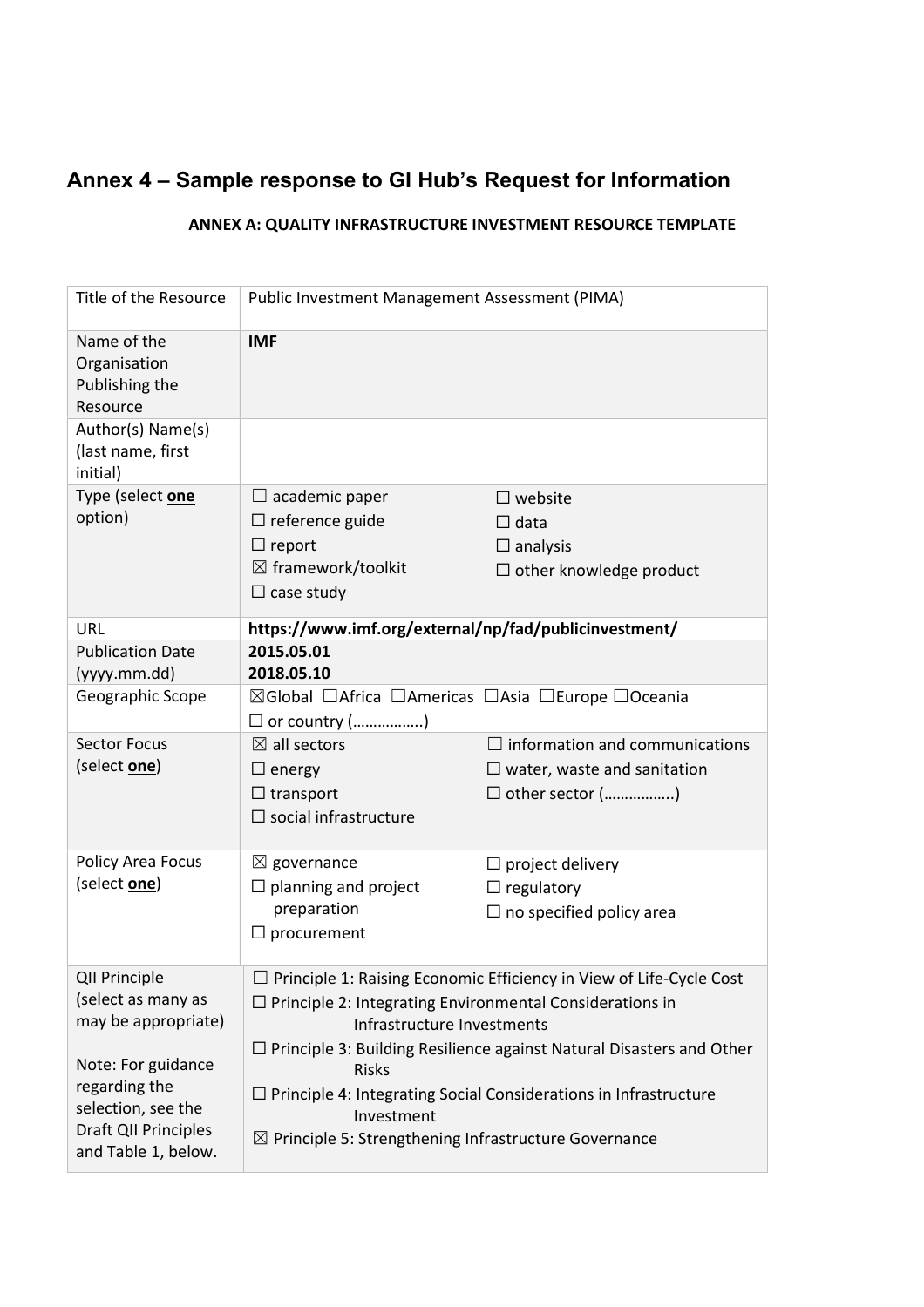# Annex 4 – Sample response to GI Hub's Request for Information

**ANNEX A: QUALITY INFRASTRUCTURE INVESTMENT RESOURCE TEMPLATE**

| Title of the Resource | Public Investment Management Assessment (PIMA) |
|---|---|
| Name of the Organisation Publishing the Resource | **IMF** |
| Author(s) Name(s) (last name, first initial) | |
| Type (select **one** option) | ☐ academic paper<br>☐ reference guide<br>☐ report<br>☒ framework/toolkit<br>☐ case study<br>☐ website<br>☐ data<br>☐ analysis<br>☐ other knowledge product |
| URL | **https://www.imf.org/external/np/fad/publicinvestment/** |
| Publication Date (yyyy.mm.dd) | **2015.05.01**<br>**2018.05.10** |
| Geographic Scope | ☒Global ☐Africa ☐Americas ☐Asia ☐Europe ☐Oceania<br>☐ or country (……………..) |
| Sector Focus (select **one**) | ☒ all sectors<br>☐ energy<br>☐ transport<br>☐ social infrastructure<br>☐ information and communications<br>☐ water, waste and sanitation<br>☐ other sector (……………..) |
| Policy Area Focus (select **one**) | ☒ governance<br>☐ planning and project preparation<br>☐ procurement<br>☐ project delivery<br>☐ regulatory<br>☐ no specified policy area |
| QII Principle (select as many as may be appropriate)<br><br>Note: For guidance regarding the selection, see the Draft QII Principles and Table 1, below. | ☐ Principle 1: Raising Economic Efficiency in View of Life-Cycle Cost<br>☐ Principle 2: Integrating Environmental Considerations in Infrastructure Investments<br>☐ Principle 3: Building Resilience against Natural Disasters and Other Risks<br>☐ Principle 4: Integrating Social Considerations in Infrastructure Investment<br>☒ Principle 5: Strengthening Infrastructure Governance |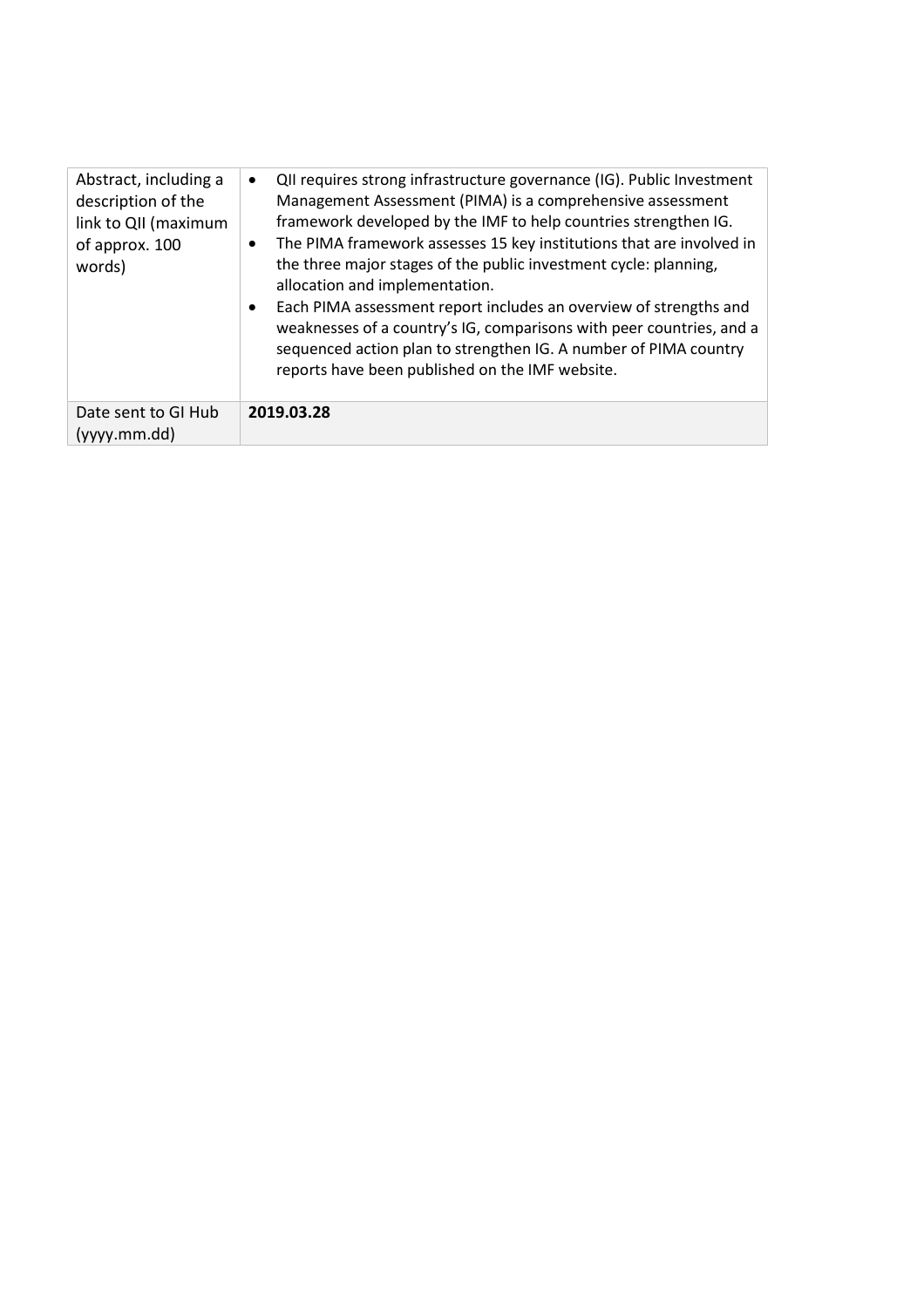| | |
|---|---|
| Abstract, including a description of the link to QII (maximum of approx. 100 words) | • QII requires strong infrastructure governance (IG). Public Investment Management Assessment (PIMA) is a comprehensive assessment framework developed by the IMF to help countries strengthen IG.<br>• The PIMA framework assesses 15 key institutions that are involved in the three major stages of the public investment cycle: planning, allocation and implementation.<br>• Each PIMA assessment report includes an overview of strengths and weaknesses of a country's IG, comparisons with peer countries, and a sequenced action plan to strengthen IG. A number of PIMA country reports have been published on the IMF website. |
| Date sent to GI Hub (yyyy.mm.dd) | **2019.03.28** |